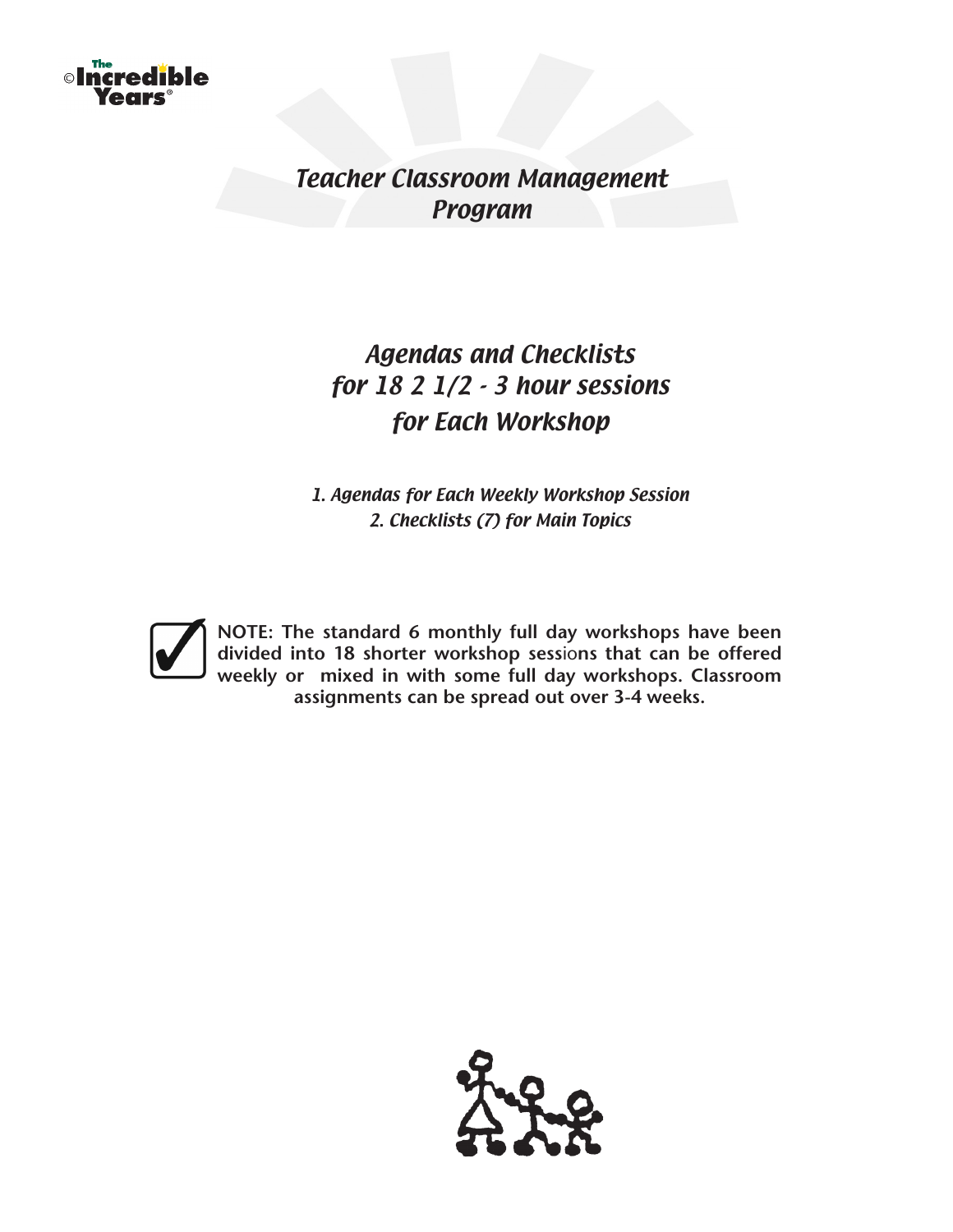©The Incredible Years®

# Teacher Classroom Management Program

## Agendas and Checklists for 18 2 1/2 - 3 hour sessions for Each Workshop

*1. Agendas for Each Weekly Workshop Session*
*2. Checklists (7) for Main Topics*

**NOTE: The standard 6 monthly full day workshops have been divided into 18 shorter workshop sessions that can be offered weekly or mixed in with some full day workshops. Classroom assignments can be spread out over 3-4 weeks.**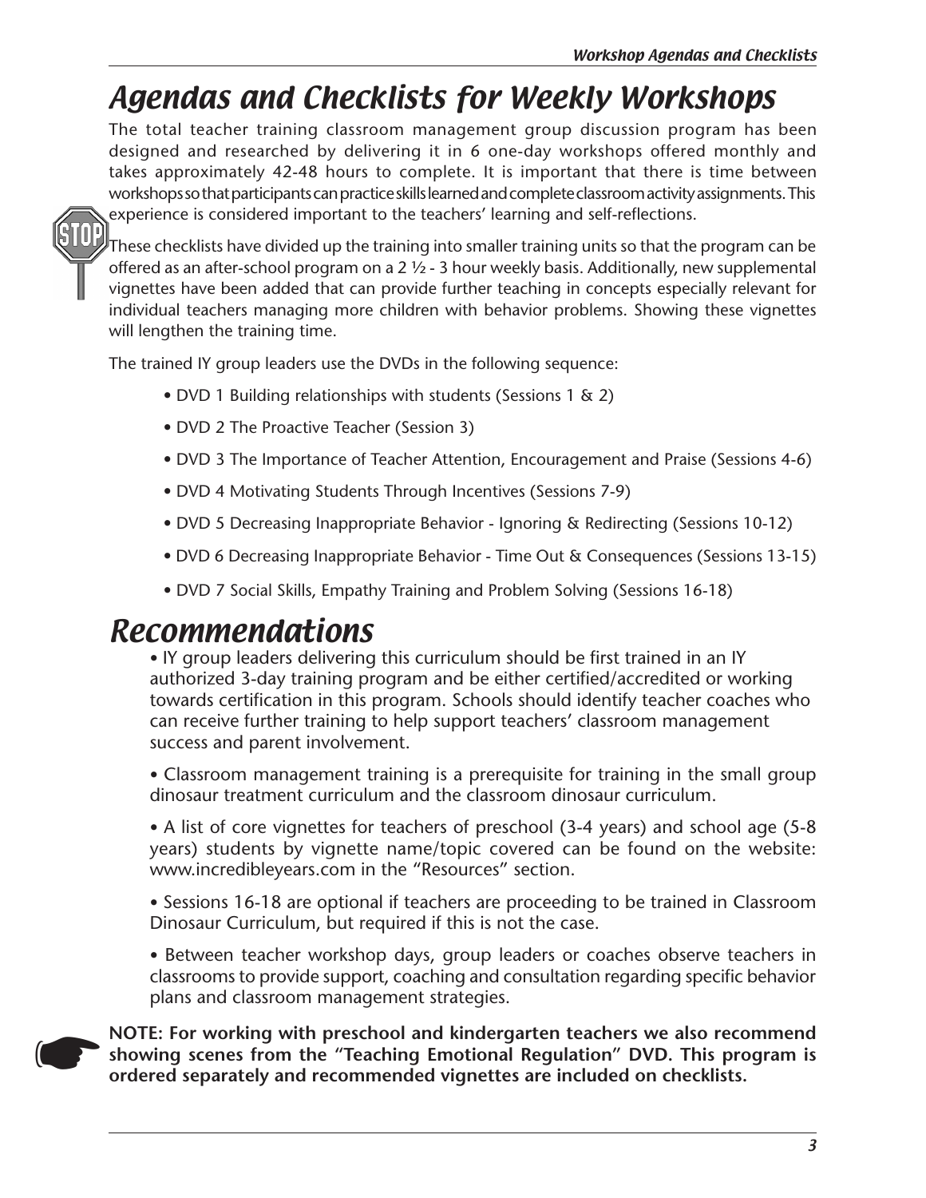# Agendas and Checklists for Weekly Workshops

The total teacher training classroom management group discussion program has been designed and researched by delivering it in 6 one-day workshops offered monthly and takes approximately 42-48 hours to complete. It is important that there is time between workshops so that participants can practice skills learned and complete classroom activity assignments. This experience is considered important to the teachers' learning and self-reflections.

These checklists have divided up the training into smaller training units so that the program can be offered as an after-school program on a 2 ½ - 3 hour weekly basis. Additionally, new supplemental vignettes have been added that can provide further teaching in concepts especially relevant for individual teachers managing more children with behavior problems. Showing these vignettes will lengthen the training time.

The trained IY group leaders use the DVDs in the following sequence:

- DVD 1 Building relationships with students (Sessions 1 & 2)
- DVD 2 The Proactive Teacher (Session 3)
- DVD 3 The Importance of Teacher Attention, Encouragement and Praise (Sessions 4-6)
- DVD 4 Motivating Students Through Incentives (Sessions 7-9)
- DVD 5 Decreasing Inappropriate Behavior - Ignoring & Redirecting (Sessions 10-12)
- DVD 6 Decreasing Inappropriate Behavior - Time Out & Consequences (Sessions 13-15)
- DVD 7 Social Skills, Empathy Training and Problem Solving (Sessions 16-18)

# Recommendations

- IY group leaders delivering this curriculum should be first trained in an IY authorized 3-day training program and be either certified/accredited or working towards certification in this program. Schools should identify teacher coaches who can receive further training to help support teachers' classroom management success and parent involvement.
- Classroom management training is a prerequisite for training in the small group dinosaur treatment curriculum and the classroom dinosaur curriculum.
- A list of core vignettes for teachers of preschool (3-4 years) and school age (5-8 years) students by vignette name/topic covered can be found on the website: www.incredibleyears.com in the "Resources" section.
- Sessions 16-18 are optional if teachers are proceeding to be trained in Classroom Dinosaur Curriculum, but required if this is not the case.
- Between teacher workshop days, group leaders or coaches observe teachers in classrooms to provide support, coaching and consultation regarding specific behavior plans and classroom management strategies.

**NOTE: For working with preschool and kindergarten teachers we also recommend showing scenes from the "Teaching Emotional Regulation" DVD. This program is ordered separately and recommended vignettes are included on checklists.**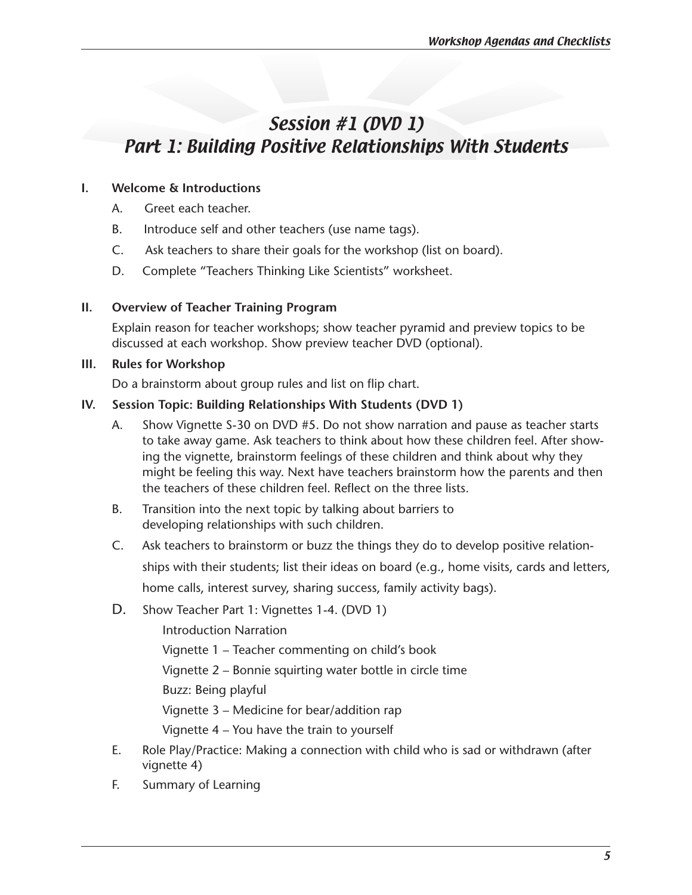# Session #1 (DVD 1)
# Part 1: Building Positive Relationships With Students

**I. Welcome & Introductions**

A. Greet each teacher.

B. Introduce self and other teachers (use name tags).

C. Ask teachers to share their goals for the workshop (list on board).

D. Complete "Teachers Thinking Like Scientists" worksheet.

**II. Overview of Teacher Training Program**

Explain reason for teacher workshops; show teacher pyramid and preview topics to be discussed at each workshop. Show preview teacher DVD (optional).

**III. Rules for Workshop**

Do a brainstorm about group rules and list on flip chart.

**IV. Session Topic: Building Relationships With Students (DVD 1)**

A. Show Vignette S-30 on DVD #5. Do not show narration and pause as teacher starts to take away game. Ask teachers to think about how these children feel. After showing the vignette, brainstorm feelings of these children and think about why they might be feeling this way. Next have teachers brainstorm how the parents and then the teachers of these children feel. Reflect on the three lists.

B. Transition into the next topic by talking about barriers to developing relationships with such children.

C. Ask teachers to brainstorm or buzz the things they do to develop positive relationships with their students; list their ideas on board (e.g., home visits, cards and letters, home calls, interest survey, sharing success, family activity bags).

D. Show Teacher Part 1: Vignettes 1-4. (DVD 1)

Introduction Narration

Vignette 1 – Teacher commenting on child's book

Vignette 2 – Bonnie squirting water bottle in circle time

Buzz: Being playful

Vignette 3 – Medicine for bear/addition rap

Vignette 4 – You have the train to yourself

E. Role Play/Practice: Making a connection with child who is sad or withdrawn (after vignette 4)

F. Summary of Learning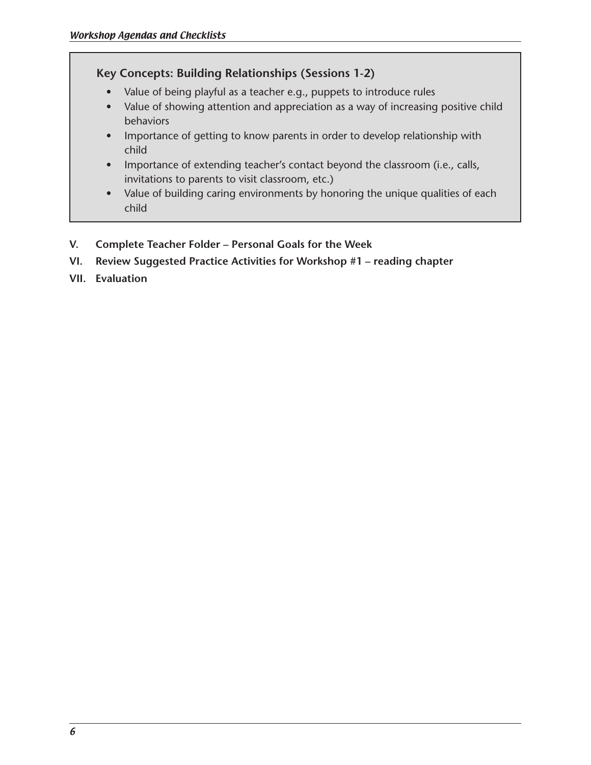### Key Concepts: Building Relationships (Sessions 1-2)

- Value of being playful as a teacher e.g., puppets to introduce rules
- Value of showing attention and appreciation as a way of increasing positive child behaviors
- Importance of getting to know parents in order to develop relationship with child
- Importance of extending teacher's contact beyond the classroom (i.e., calls, invitations to parents to visit classroom, etc.)
- Value of building caring environments by honoring the unique qualities of each child

**V. Complete Teacher Folder – Personal Goals for the Week**

**VI. Review Suggested Practice Activities for Workshop #1 – reading chapter**

**VII. Evaluation**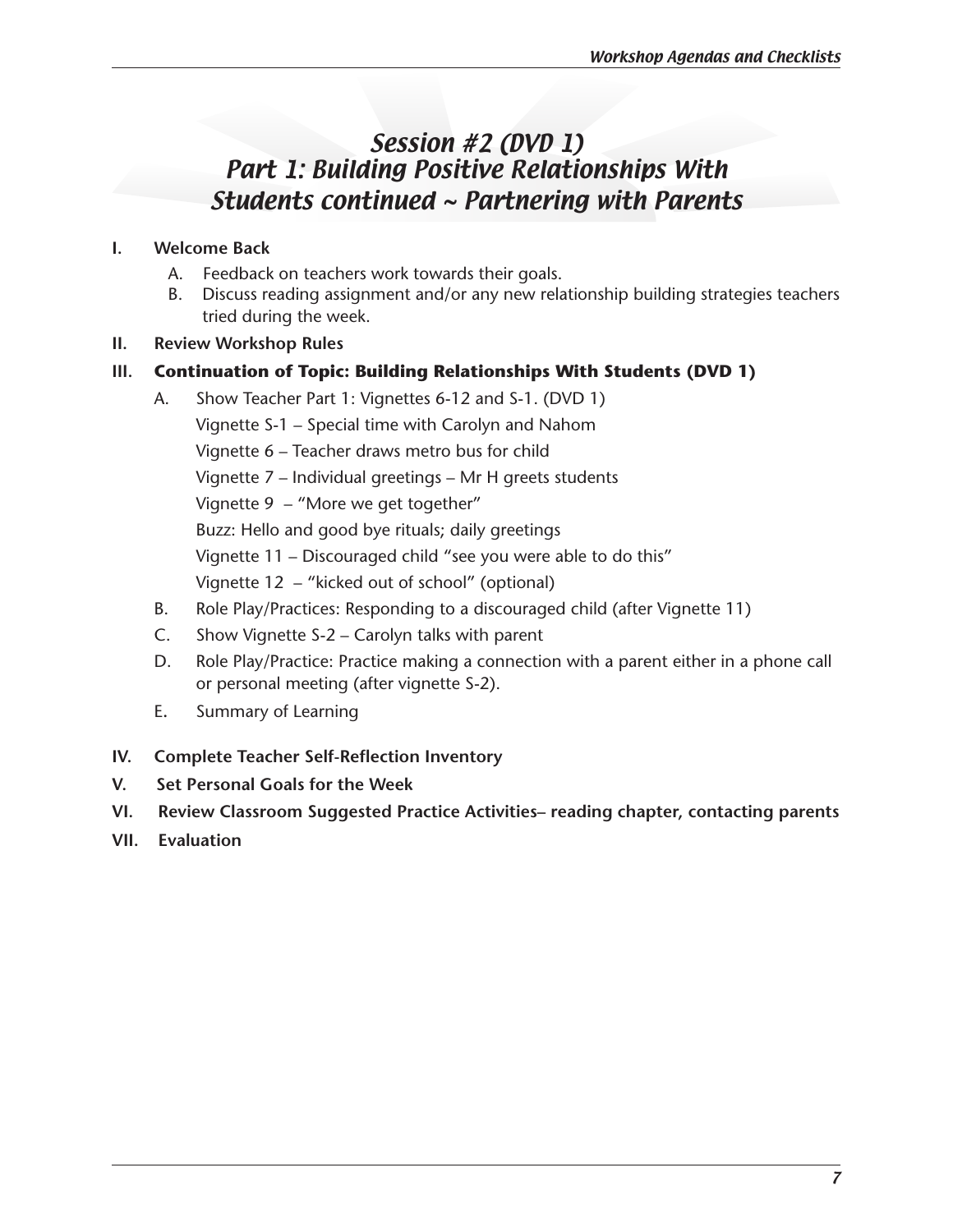# Session #2 (DVD 1)
# Part 1: Building Positive Relationships With Students continued ~ Partnering with Parents

**I. Welcome Back**

A. Feedback on teachers work towards their goals.

B. Discuss reading assignment and/or any new relationship building strategies teachers tried during the week.

**II. Review Workshop Rules**

**III. Continuation of Topic: Building Relationships With Students (DVD 1)**

A. Show Teacher Part 1: Vignettes 6-12 and S-1. (DVD 1)

Vignette S-1 – Special time with Carolyn and Nahom

Vignette 6 – Teacher draws metro bus for child

Vignette 7 – Individual greetings – Mr H greets students

Vignette 9 – "More we get together"

Buzz: Hello and good bye rituals; daily greetings

Vignette 11 – Discouraged child "see you were able to do this"

Vignette 12 – "kicked out of school" (optional)

B. Role Play/Practices: Responding to a discouraged child (after Vignette 11)

C. Show Vignette S-2 – Carolyn talks with parent

D. Role Play/Practice: Practice making a connection with a parent either in a phone call or personal meeting (after vignette S-2).

E. Summary of Learning

**IV. Complete Teacher Self-Reflection Inventory**

**V. Set Personal Goals for the Week**

**VI. Review Classroom Suggested Practice Activities– reading chapter, contacting parents**

**VII. Evaluation**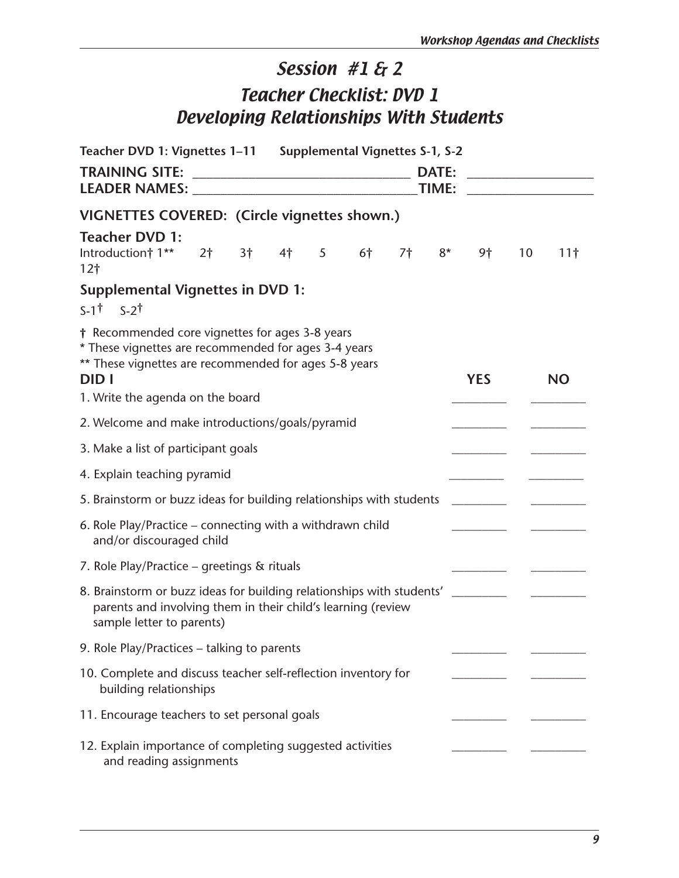# Session #1 & 2

## Teacher Checklist: DVD 1
## Developing Relationships With Students

**Teacher DVD 1: Vignettes 1–11     Supplemental Vignettes S-1, S-2**

**TRAINING SITE:** ______________________________ **DATE:** __________________
**LEADER NAMES:** ______________________________ **TIME:** __________________

### VIGNETTES COVERED: (Circle vignettes shown.)

**Teacher DVD 1:**
Introduction† 1**   2†   3†   4†   5   6†   7†   8*   9†   10   11†
12†

**Supplemental Vignettes in DVD 1:**

S-1†   S-2†

† Recommended core vignettes for ages 3-8 years
* These vignettes are recommended for ages 3-4 years
** These vignettes are recommended for ages 5-8 years

| DID I | YES | NO |
|---|---|---|
| 1. Write the agenda on the board | ________ | ________ |
| 2. Welcome and make introductions/goals/pyramid | ________ | ________ |
| 3. Make a list of participant goals | ________ | ________ |
| 4. Explain teaching pyramid | ________ | ________ |
| 5. Brainstorm or buzz ideas for building relationships with students | ________ | ________ |
| 6. Role Play/Practice – connecting with a withdrawn child and/or discouraged child | ________ | ________ |
| 7. Role Play/Practice – greetings & rituals | ________ | ________ |
| 8. Brainstorm or buzz ideas for building relationships with students' parents and involving them in their child's learning (review sample letter to parents) | ________ | ________ |
| 9. Role Play/Practices – talking to parents | ________ | ________ |
| 10. Complete and discuss teacher self-reflection inventory for building relationships | ________ | ________ |
| 11. Encourage teachers to set personal goals | ________ | ________ |
| 12. Explain importance of completing suggested activities and reading assignments | ________ | ________ |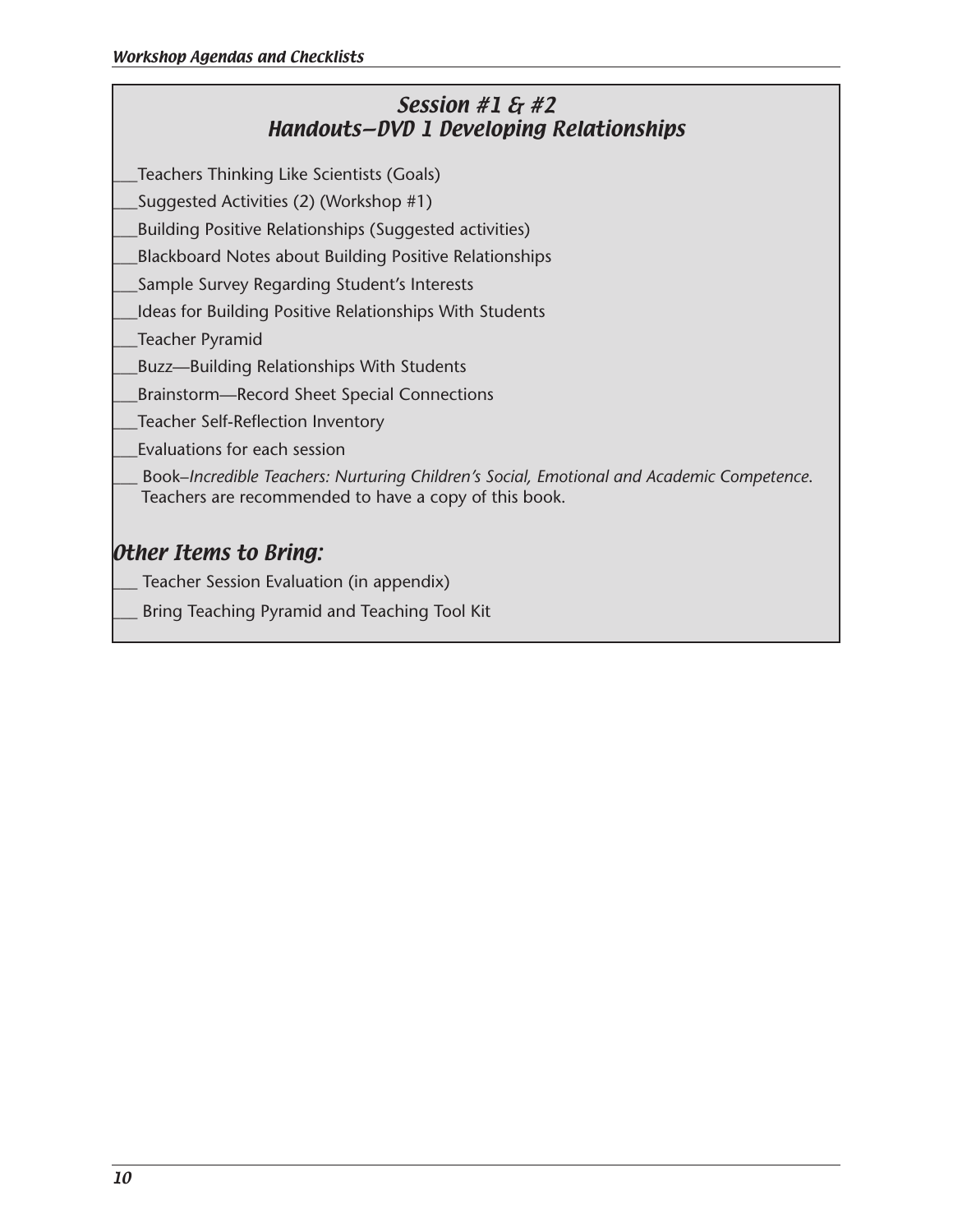## Session #1 & #2
## Handouts—DVD 1 Developing Relationships

___Teachers Thinking Like Scientists (Goals)

___Suggested Activities (2) (Workshop #1)

___Building Positive Relationships (Suggested activities)

___Blackboard Notes about Building Positive Relationships

___Sample Survey Regarding Student's Interests

___Ideas for Building Positive Relationships With Students

___Teacher Pyramid

___Buzz—Building Relationships With Students

___Brainstorm—Record Sheet Special Connections

___Teacher Self-Reflection Inventory

___Evaluations for each session

___ Book–*Incredible Teachers: Nurturing Children's Social, Emotional and Academic Competence.* Teachers are recommended to have a copy of this book.

### *Other Items to Bring:*

___ Teacher Session Evaluation (in appendix)

___ Bring Teaching Pyramid and Teaching Tool Kit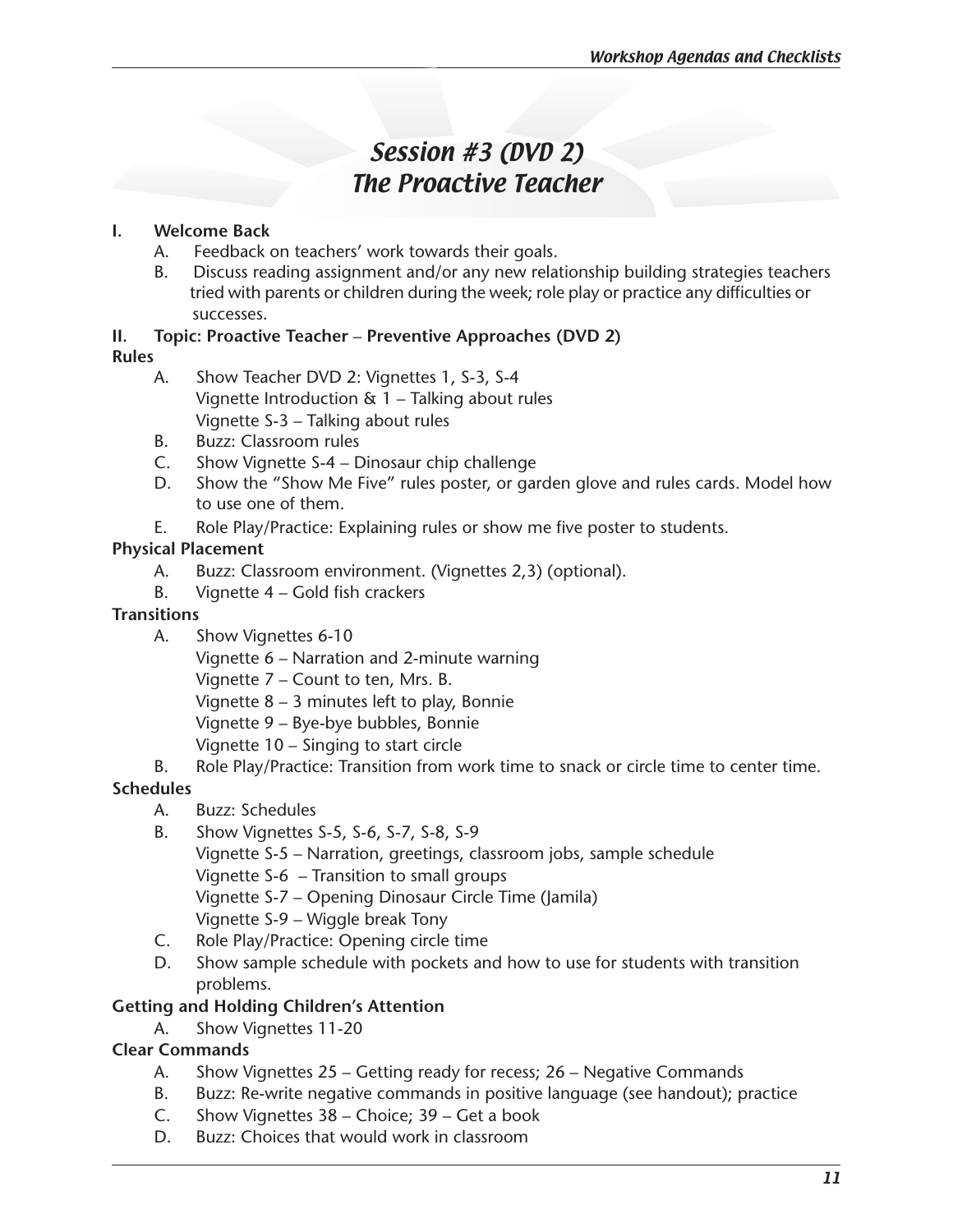# *Session #3 (DVD 2)*
# *The Proactive Teacher*

**I. Welcome Back**

A. Feedback on teachers' work towards their goals.

B. Discuss reading assignment and/or any new relationship building strategies teachers tried with parents or children during the week; role play or practice any difficulties or successes.

**II. Topic: Proactive Teacher – Preventive Approaches (DVD 2)**

**Rules**

A. Show Teacher DVD 2: Vignettes 1, S-3, S-4
   Vignette Introduction & 1 – Talking about rules
   Vignette S-3 – Talking about rules

B. Buzz: Classroom rules

C. Show Vignette S-4 – Dinosaur chip challenge

D. Show the "Show Me Five" rules poster, or garden glove and rules cards. Model how to use one of them.

E. Role Play/Practice: Explaining rules or show me five poster to students.

**Physical Placement**

A. Buzz: Classroom environment. (Vignettes 2,3) (optional).

B. Vignette 4 – Gold fish crackers

**Transitions**

A. Show Vignettes 6-10
   Vignette 6 – Narration and 2-minute warning
   Vignette 7 – Count to ten, Mrs. B.
   Vignette 8 – 3 minutes left to play, Bonnie
   Vignette 9 – Bye-bye bubbles, Bonnie
   Vignette 10 – Singing to start circle

B. Role Play/Practice: Transition from work time to snack or circle time to center time.

**Schedules**

A. Buzz: Schedules

B. Show Vignettes S-5, S-6, S-7, S-8, S-9
   Vignette S-5 – Narration, greetings, classroom jobs, sample schedule
   Vignette S-6 – Transition to small groups
   Vignette S-7 – Opening Dinosaur Circle Time (Jamila)
   Vignette S-9 – Wiggle break Tony

C. Role Play/Practice: Opening circle time

D. Show sample schedule with pockets and how to use for students with transition problems.

**Getting and Holding Children's Attention**

A. Show Vignettes 11-20

**Clear Commands**

A. Show Vignettes 25 – Getting ready for recess; 26 – Negative Commands

B. Buzz: Re-write negative commands in positive language (see handout); practice

C. Show Vignettes 38 – Choice; 39 – Get a book

D. Buzz: Choices that would work in classroom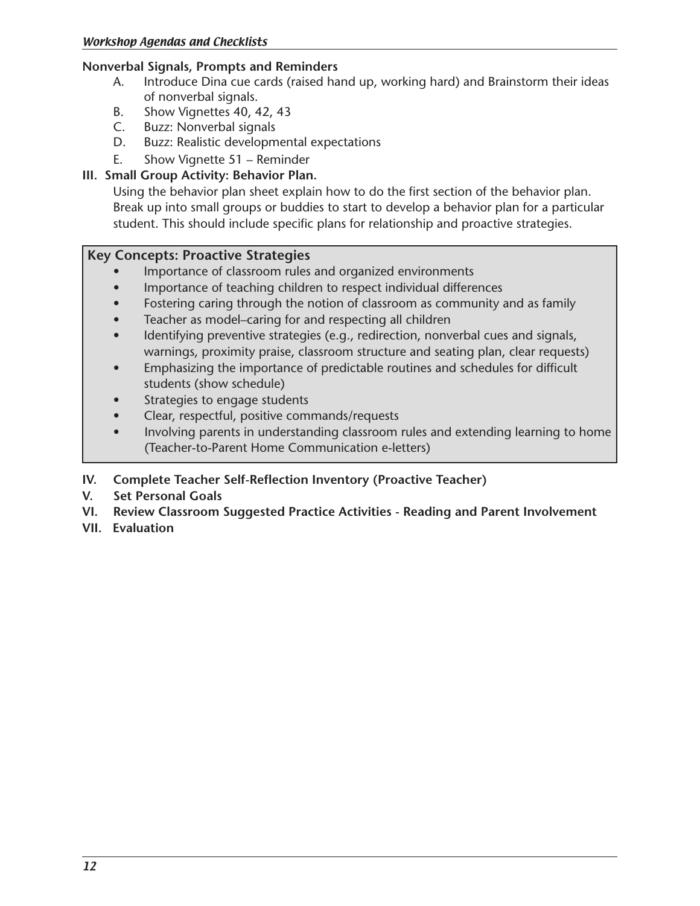**Nonverbal Signals, Prompts and Reminders**

A. Introduce Dina cue cards (raised hand up, working hard) and Brainstorm their ideas of nonverbal signals.

B. Show Vignettes 40, 42, 43

C. Buzz: Nonverbal signals

D. Buzz: Realistic developmental expectations

E. Show Vignette 51 – Reminder

**III. Small Group Activity: Behavior Plan.**

Using the behavior plan sheet explain how to do the first section of the behavior plan. Break up into small groups or buddies to start to develop a behavior plan for a particular student. This should include specific plans for relationship and proactive strategies.

**Key Concepts: Proactive Strategies**

- Importance of classroom rules and organized environments
- Importance of teaching children to respect individual differences
- Fostering caring through the notion of classroom as community and as family
- Teacher as model–caring for and respecting all children
- Identifying preventive strategies (e.g., redirection, nonverbal cues and signals, warnings, proximity praise, classroom structure and seating plan, clear requests)
- Emphasizing the importance of predictable routines and schedules for difficult students (show schedule)
- Strategies to engage students
- Clear, respectful, positive commands/requests
- Involving parents in understanding classroom rules and extending learning to home (Teacher-to-Parent Home Communication e-letters)

**IV. Complete Teacher Self-Reflection Inventory (Proactive Teacher)**

**V. Set Personal Goals**

**VI. Review Classroom Suggested Practice Activities - Reading and Parent Involvement**

**VII. Evaluation**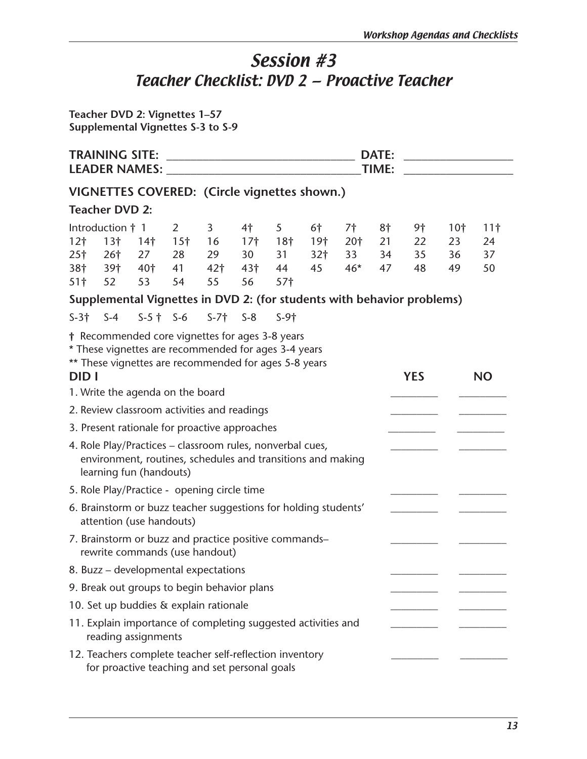# Session #3

## Teacher Checklist: DVD 2 – Proactive Teacher

**Teacher DVD 2: Vignettes 1–57**
**Supplemental Vignettes S-3 to S-9**

**TRAINING SITE:** ______________________________ **DATE:** ________________
**LEADER NAMES:** ______________________________ **TIME:** ________________

### VIGNETTES COVERED: (Circle vignettes shown.)

**Teacher DVD 2:**

Introduction † 1 2 3 4† 5 6† 7† 8† 9† 10† 11†
12† 13† 14† 15† 16 17† 18† 19† 20† 21 22 23 24
25† 26† 27 28 29 30 31 32† 33 34 35 36 37
38† 39† 40† 41 42† 43† 44 45 46* 47 48 49 50
51† 52 53 54 55 56 57†

**Supplemental Vignettes in DVD 2: (for students with behavior problems)**

S-3† S-4 S-5 † S-6 S-7† S-8 S-9†

**†** Recommended core vignettes for ages 3-8 years
\* These vignettes are recommended for ages 3-4 years
\*\* These vignettes are recommended for ages 5-8 years

| DID I | YES | NO |
|---|---|---|
| 1. Write the agenda on the board | ________ | ________ |
| 2. Review classroom activities and readings | ________ | ________ |
| 3. Present rationale for proactive approaches | ________ | ________ |
| 4. Role Play/Practices – classroom rules, nonverbal cues, environment, routines, schedules and transitions and making learning fun (handouts) | ________ | ________ |
| 5. Role Play/Practice - opening circle time | ________ | ________ |
| 6. Brainstorm or buzz teacher suggestions for holding students' attention (use handouts) | ________ | ________ |
| 7. Brainstorm or buzz and practice positive commands– rewrite commands (use handout) | ________ | ________ |
| 8. Buzz – developmental expectations | ________ | ________ |
| 9. Break out groups to begin behavior plans | ________ | ________ |
| 10. Set up buddies & explain rationale | ________ | ________ |
| 11. Explain importance of completing suggested activities and reading assignments | ________ | ________ |
| 12. Teachers complete teacher self-reflection inventory for proactive teaching and set personal goals | ________ | ________ |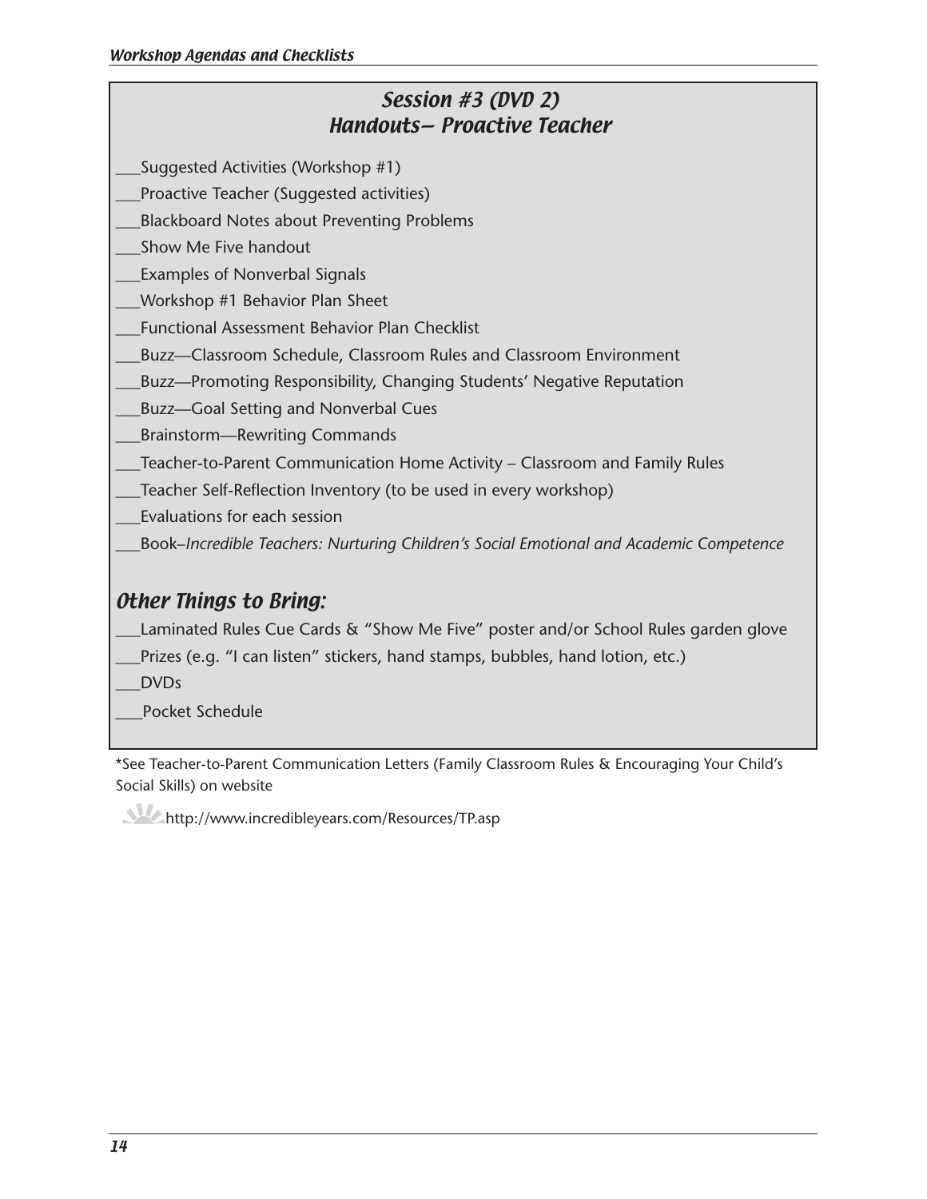## Session #3 (DVD 2)
## Handouts– Proactive Teacher

___Suggested Activities (Workshop #1)

___Proactive Teacher (Suggested activities)

___Blackboard Notes about Preventing Problems

___Show Me Five handout

___Examples of Nonverbal Signals

___Workshop #1 Behavior Plan Sheet

___Functional Assessment Behavior Plan Checklist

___Buzz—Classroom Schedule, Classroom Rules and Classroom Environment

___Buzz—Promoting Responsibility, Changing Students' Negative Reputation

___Buzz—Goal Setting and Nonverbal Cues

___Brainstorm—Rewriting Commands

___Teacher-to-Parent Communication Home Activity – Classroom and Family Rules

___Teacher Self-Reflection Inventory (to be used in every workshop)

___Evaluations for each session

___Book–*Incredible Teachers: Nurturing Children's Social Emotional and Academic Competence*

### *Other Things to Bring:*

___Laminated Rules Cue Cards & "Show Me Five" poster and/or School Rules garden glove

___Prizes (e.g. "I can listen" stickers, hand stamps, bubbles, hand lotion, etc.)

___DVDs

___Pocket Schedule

*See Teacher-to-Parent Communication Letters (Family Classroom Rules & Encouraging Your Child's Social Skills) on website

http://www.incredibleyears.com/Resources/TP.asp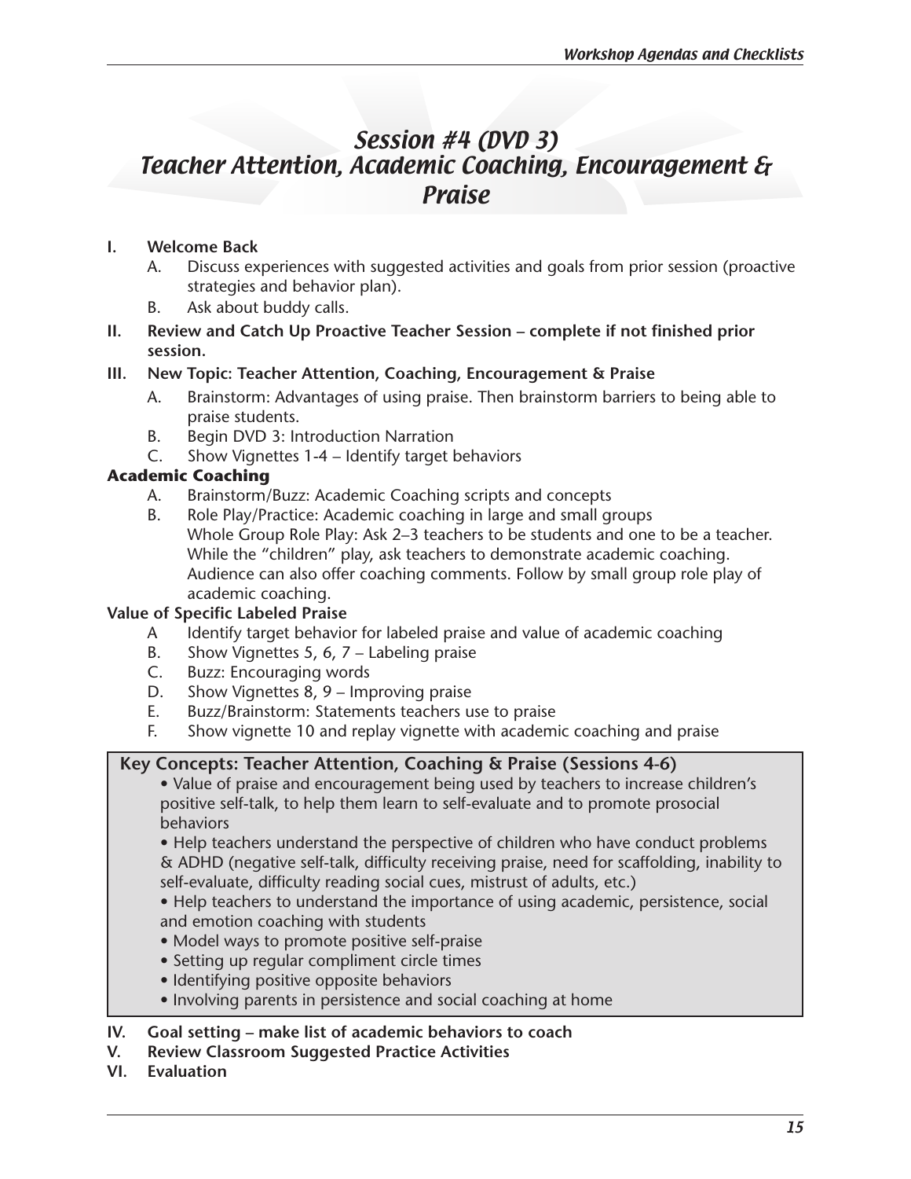# Session #4 (DVD 3)
# Teacher Attention, Academic Coaching, Encouragement & Praise

**I. Welcome Back**

A. Discuss experiences with suggested activities and goals from prior session (proactive strategies and behavior plan).

B. Ask about buddy calls.

**II. Review and Catch Up Proactive Teacher Session – complete if not finished prior session.**

**III. New Topic: Teacher Attention, Coaching, Encouragement & Praise**

A. Brainstorm: Advantages of using praise. Then brainstorm barriers to being able to praise students.

B. Begin DVD 3: Introduction Narration

C. Show Vignettes 1-4 – Identify target behaviors

**Academic Coaching**

A. Brainstorm/Buzz: Academic Coaching scripts and concepts

B. Role Play/Practice: Academic coaching in large and small groups
Whole Group Role Play: Ask 2–3 teachers to be students and one to be a teacher. While the "children" play, ask teachers to demonstrate academic coaching. Audience can also offer coaching comments. Follow by small group role play of academic coaching.

**Value of Specific Labeled Praise**

A Identify target behavior for labeled praise and value of academic coaching

B. Show Vignettes 5, 6, 7 – Labeling praise

C. Buzz: Encouraging words

D. Show Vignettes 8, 9 – Improving praise

E. Buzz/Brainstorm: Statements teachers use to praise

F. Show vignette 10 and replay vignette with academic coaching and praise

> **Key Concepts: Teacher Attention, Coaching & Praise (Sessions 4-6)**
>
> - Value of praise and encouragement being used by teachers to increase children's positive self-talk, to help them learn to self-evaluate and to promote prosocial behaviors
> - Help teachers understand the perspective of children who have conduct problems & ADHD (negative self-talk, difficulty receiving praise, need for scaffolding, inability to self-evaluate, difficulty reading social cues, mistrust of adults, etc.)
> - Help teachers to understand the importance of using academic, persistence, social and emotion coaching with students
> - Model ways to promote positive self-praise
> - Setting up regular compliment circle times
> - Identifying positive opposite behaviors
> - Involving parents in persistence and social coaching at home

**IV. Goal setting – make list of academic behaviors to coach**

**V. Review Classroom Suggested Practice Activities**

**VI. Evaluation**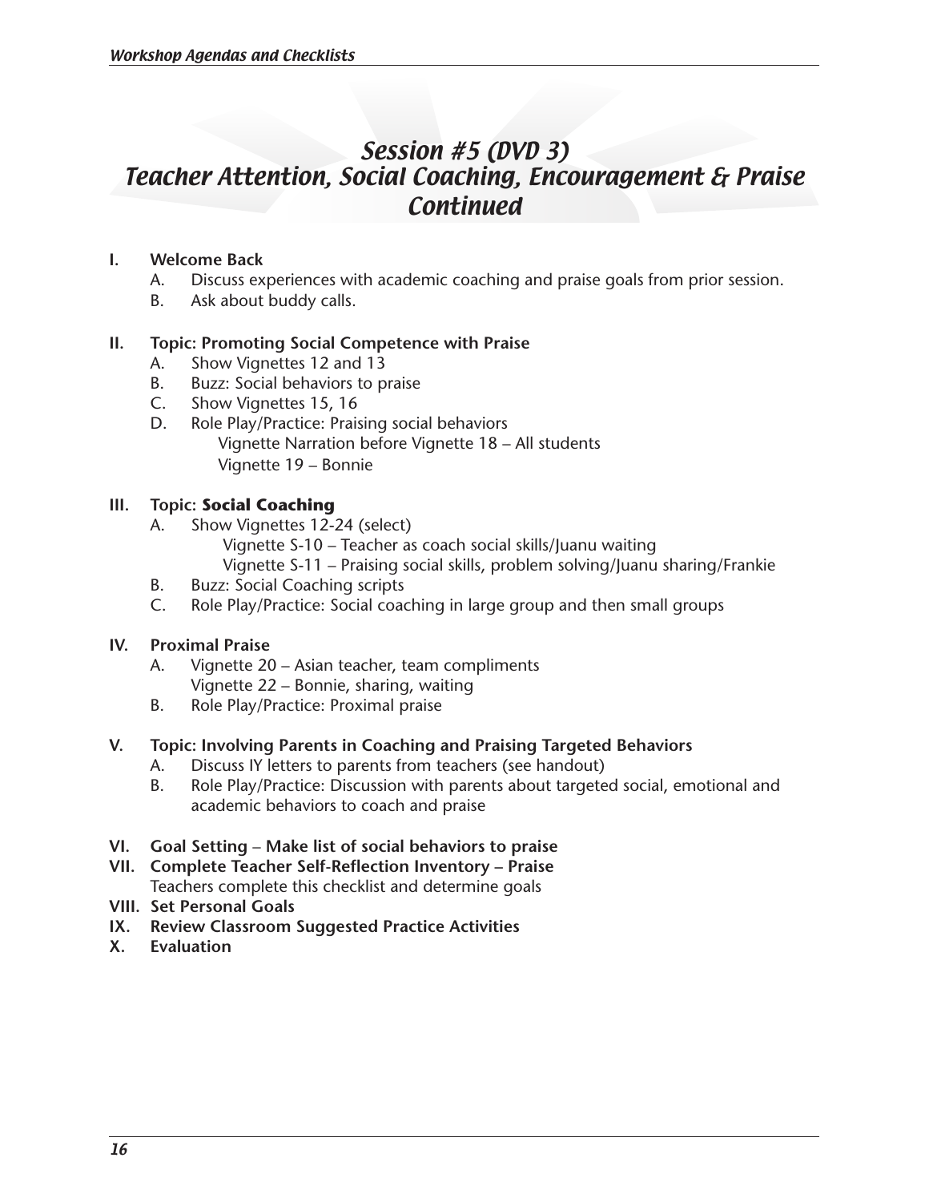# Session #5 (DVD 3) Teacher Attention, Social Coaching, Encouragement & Praise Continued

**I. Welcome Back**

A. Discuss experiences with academic coaching and praise goals from prior session.
B. Ask about buddy calls.

**II. Topic: Promoting Social Competence with Praise**

A. Show Vignettes 12 and 13
B. Buzz: Social behaviors to praise
C. Show Vignettes 15, 16
D. Role Play/Practice: Praising social behaviors
   Vignette Narration before Vignette 18 – All students
   Vignette 19 – Bonnie

**III. Topic: Social Coaching**

A. Show Vignettes 12-24 (select)
   Vignette S-10 – Teacher as coach social skills/Juanu waiting
   Vignette S-11 – Praising social skills, problem solving/Juanu sharing/Frankie
B. Buzz: Social Coaching scripts
C. Role Play/Practice: Social coaching in large group and then small groups

**IV. Proximal Praise**

A. Vignette 20 – Asian teacher, team compliments
   Vignette 22 – Bonnie, sharing, waiting
B. Role Play/Practice: Proximal praise

**V. Topic: Involving Parents in Coaching and Praising Targeted Behaviors**

A. Discuss IY letters to parents from teachers (see handout)
B. Role Play/Practice: Discussion with parents about targeted social, emotional and academic behaviors to coach and praise

**VI. Goal Setting – Make list of social behaviors to praise**

**VII. Complete Teacher Self-Reflection Inventory – Praise**
Teachers complete this checklist and determine goals

**VIII. Set Personal Goals**

**IX. Review Classroom Suggested Practice Activities**

**X. Evaluation**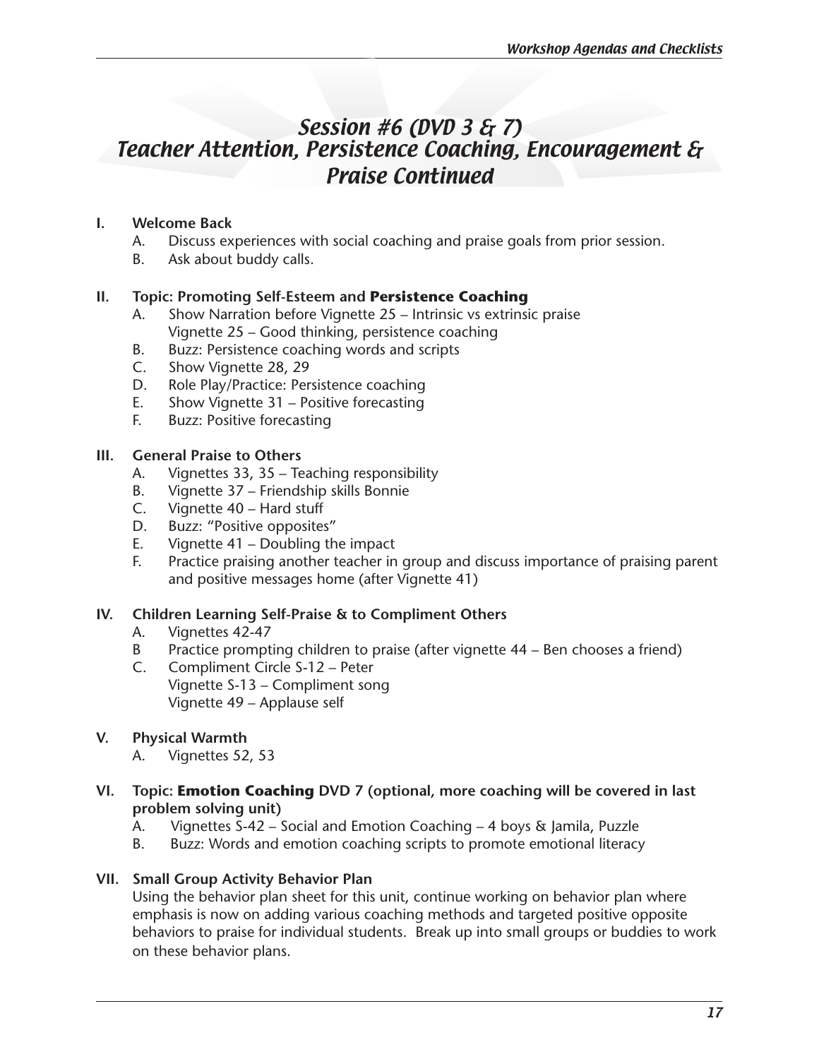# Session #6 (DVD 3 & 7) Teacher Attention, Persistence Coaching, Encouragement & Praise Continued

**I. Welcome Back**

A. Discuss experiences with social coaching and praise goals from prior session.
B. Ask about buddy calls.

**II. Topic: Promoting Self-Esteem and Persistence Coaching**

A. Show Narration before Vignette 25 – Intrinsic vs extrinsic praise
   Vignette 25 – Good thinking, persistence coaching
B. Buzz: Persistence coaching words and scripts
C. Show Vignette 28, 29
D. Role Play/Practice: Persistence coaching
E. Show Vignette 31 – Positive forecasting
F. Buzz: Positive forecasting

**III. General Praise to Others**

A. Vignettes 33, 35 – Teaching responsibility
B. Vignette 37 – Friendship skills Bonnie
C. Vignette 40 – Hard stuff
D. Buzz: "Positive opposites"
E. Vignette 41 – Doubling the impact
F. Practice praising another teacher in group and discuss importance of praising parent and positive messages home (after Vignette 41)

**IV. Children Learning Self-Praise & to Compliment Others**

A. Vignettes 42-47
B Practice prompting children to praise (after vignette 44 – Ben chooses a friend)
C. Compliment Circle S-12 – Peter
   Vignette S-13 – Compliment song
   Vignette 49 – Applause self

**V. Physical Warmth**

A. Vignettes 52, 53

**VI. Topic: Emotion Coaching DVD 7 (optional, more coaching will be covered in last problem solving unit)**

A. Vignettes S-42 – Social and Emotion Coaching – 4 boys & Jamila, Puzzle
B. Buzz: Words and emotion coaching scripts to promote emotional literacy

**VII. Small Group Activity Behavior Plan**

Using the behavior plan sheet for this unit, continue working on behavior plan where emphasis is now on adding various coaching methods and targeted positive opposite behaviors to praise for individual students. Break up into small groups or buddies to work on these behavior plans.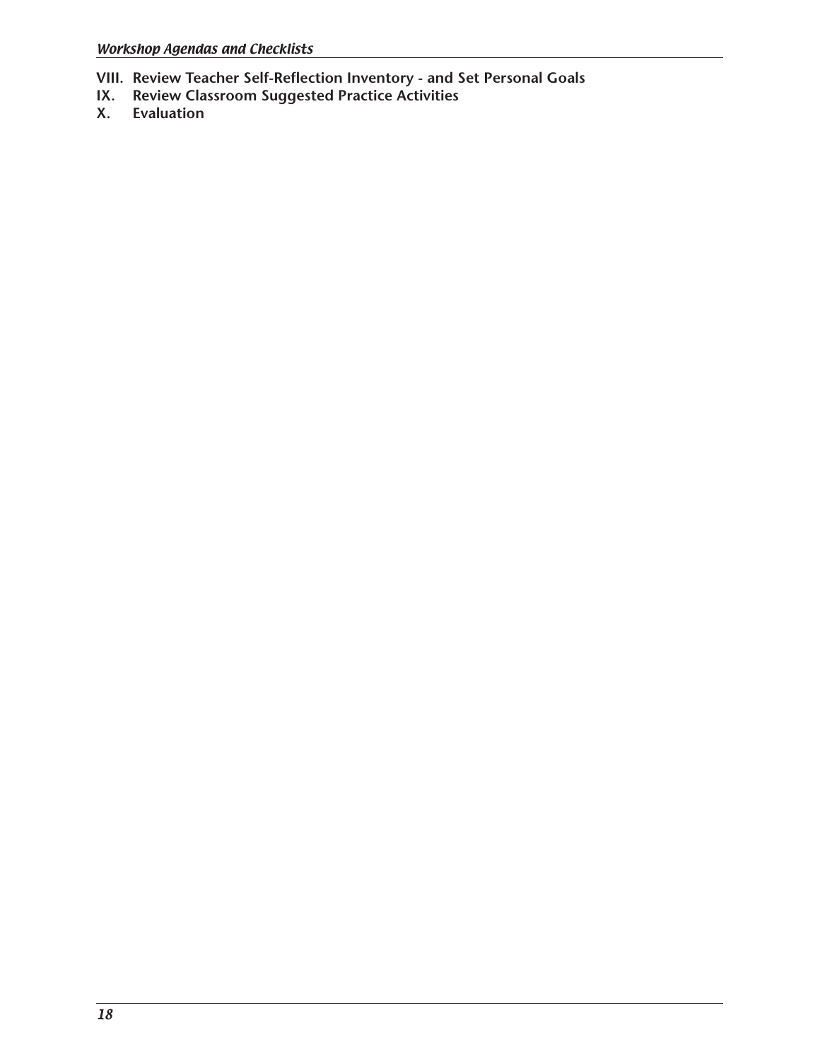**VIII. Review Teacher Self-Reflection Inventory - and Set Personal Goals**

**IX. Review Classroom Suggested Practice Activities**

**X. Evaluation**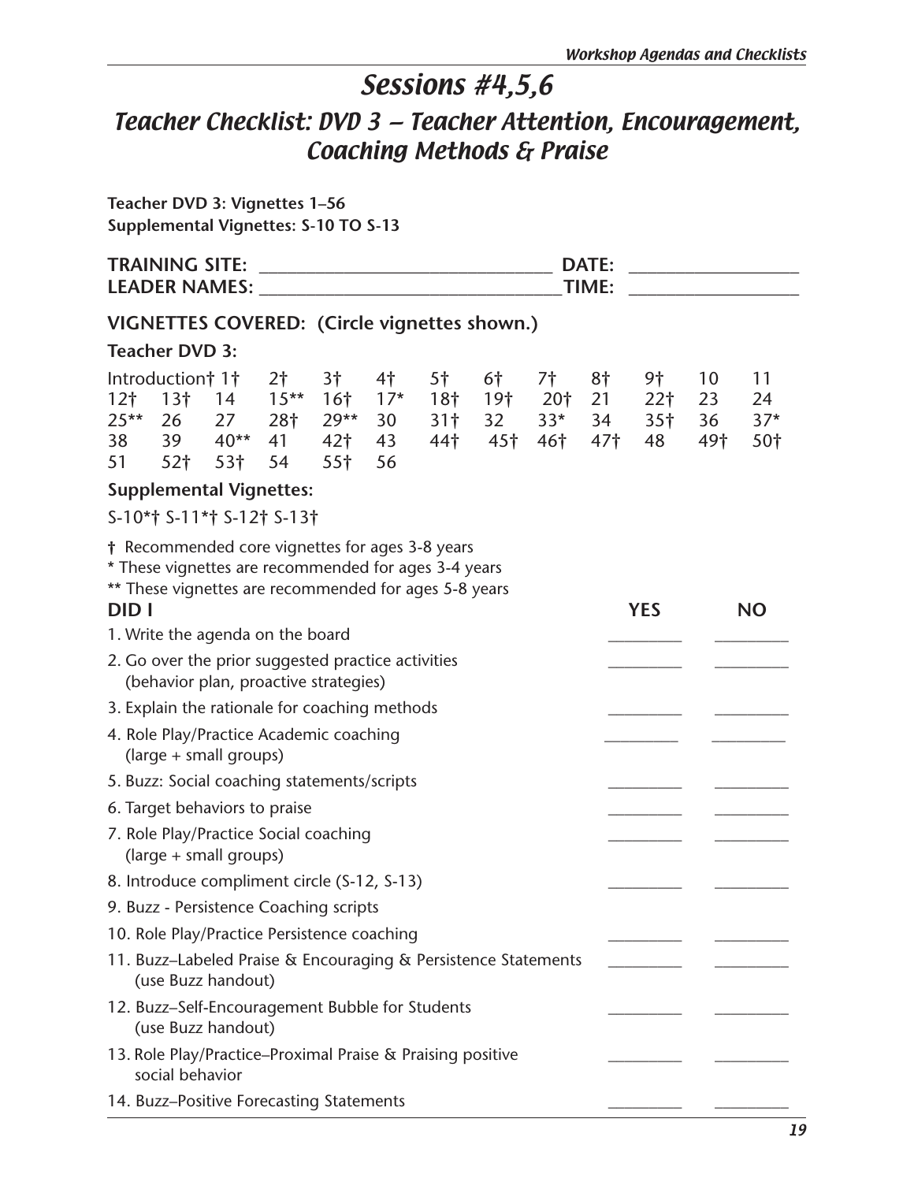# Sessions #4,5,6

## Teacher Checklist: DVD 3 – Teacher Attention, Encouragement, Coaching Methods & Praise

**Teacher DVD 3: Vignettes 1–56**
**Supplemental Vignettes: S-10 TO S-13**

**TRAINING SITE:** ________________________________ **DATE:** ________________
**LEADER NAMES:** ________________________________ **TIME:** ________________

### VIGNETTES COVERED: (Circle vignettes shown.)

**Teacher DVD 3:**

Introduction† 1† 2† 3† 4† 5† 6† 7† 8† 9† 10 11
12† 13† 14 15** 16† 17* 18† 19† 20† 21 22† 23 24
25** 26 27 28† 29** 30 31† 32 33* 34 35† 36 37*
38 39 40** 41 42† 43 44† 45† 46† 47† 48 49† 50†
51 52† 53† 54 55† 56

**Supplemental Vignettes:**

S-10*† S-11*† S-12† S-13†

† Recommended core vignettes for ages 3-8 years
* These vignettes are recommended for ages 3-4 years
** These vignettes are recommended for ages 5-8 years

| DID I | YES | NO |
|---|---|---|
| 1. Write the agenda on the board | ________ | ________ |
| 2. Go over the prior suggested practice activities (behavior plan, proactive strategies) | ________ | ________ |
| 3. Explain the rationale for coaching methods | ________ | ________ |
| 4. Role Play/Practice Academic coaching (large + small groups) | ________ | ________ |
| 5. Buzz: Social coaching statements/scripts | ________ | ________ |
| 6. Target behaviors to praise | ________ | ________ |
| 7. Role Play/Practice Social coaching (large + small groups) | ________ | ________ |
| 8. Introduce compliment circle (S-12, S-13) | ________ | ________ |
| 9. Buzz - Persistence Coaching scripts | | |
| 10. Role Play/Practice Persistence coaching | ________ | ________ |
| 11. Buzz–Labeled Praise & Encouraging & Persistence Statements (use Buzz handout) | ________ | ________ |
| 12. Buzz–Self-Encouragement Bubble for Students (use Buzz handout) | ________ | ________ |
| 13. Role Play/Practice–Proximal Praise & Praising positive social behavior | ________ | ________ |
| 14. Buzz–Positive Forecasting Statements | ________ | ________ |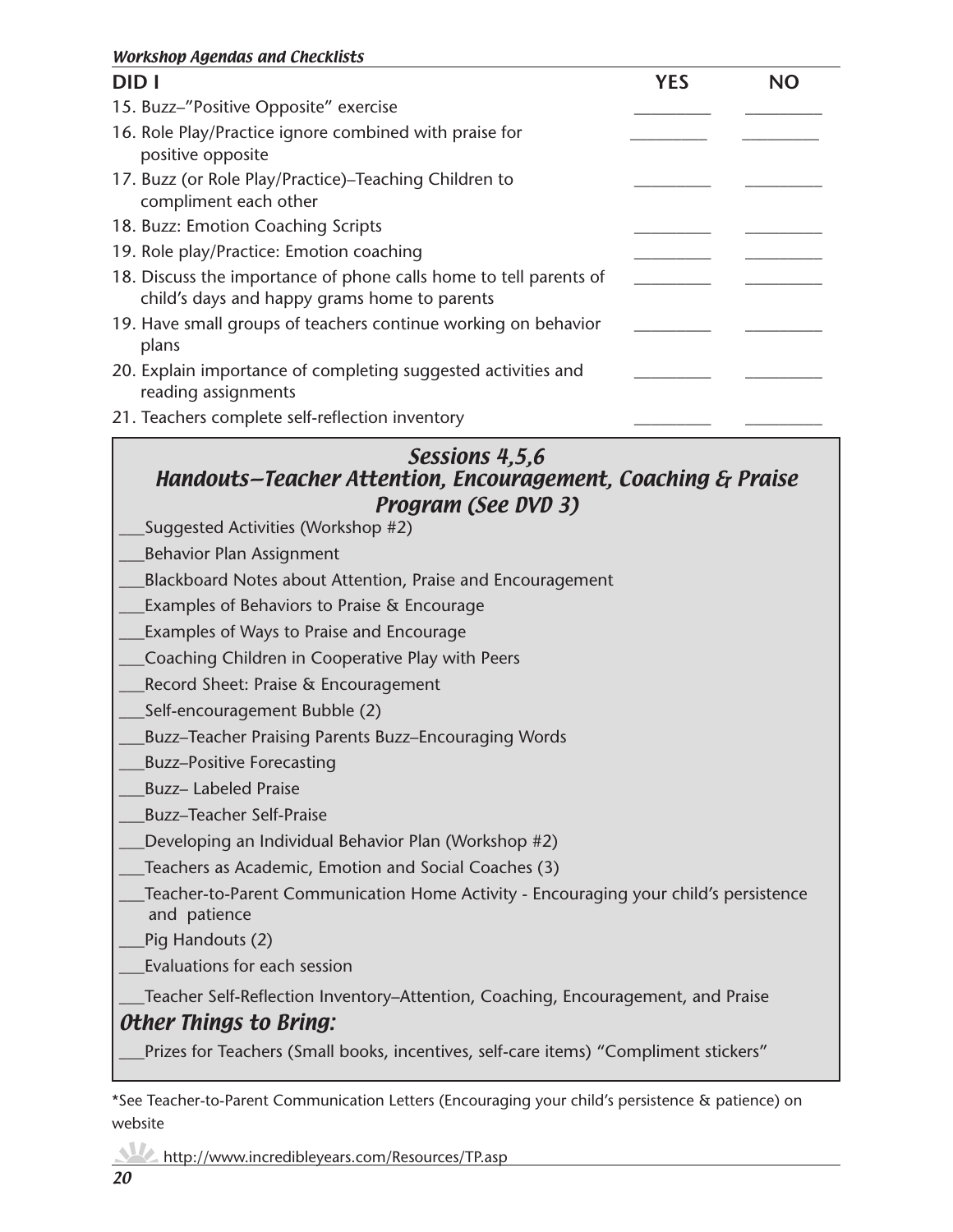| DID I | YES | NO |
|---|---|---|
| 15. Buzz–"Positive Opposite" exercise | _________ | _________ |
| 16. Role Play/Practice ignore combined with praise for positive opposite | _________ | _________ |
| 17. Buzz (or Role Play/Practice)–Teaching Children to compliment each other | _________ | _________ |
| 18. Buzz: Emotion Coaching Scripts | _________ | _________ |
| 19. Role play/Practice: Emotion coaching | _________ | _________ |
| 18. Discuss the importance of phone calls home to tell parents of child's days and happy grams home to parents | _________ | _________ |
| 19. Have small groups of teachers continue working on behavior plans | _________ | _________ |
| 20. Explain importance of completing suggested activities and reading assignments | _________ | _________ |
| 21. Teachers complete self-reflection inventory | _________ | _________ |

## *Sessions 4,5,6*
## *Handouts—Teacher Attention, Encouragement, Coaching & Praise Program (See DVD 3)*

___Suggested Activities (Workshop #2)

___Behavior Plan Assignment

___Blackboard Notes about Attention, Praise and Encouragement

___Examples of Behaviors to Praise & Encourage

___Examples of Ways to Praise and Encourage

___Coaching Children in Cooperative Play with Peers

___Record Sheet: Praise & Encouragement

___Self-encouragement Bubble (2)

___Buzz–Teacher Praising Parents Buzz–Encouraging Words

___Buzz–Positive Forecasting

___Buzz– Labeled Praise

___Buzz–Teacher Self-Praise

___Developing an Individual Behavior Plan (Workshop #2)

___Teachers as Academic, Emotion and Social Coaches (3)

___Teacher-to-Parent Communication Home Activity - Encouraging your child's persistence and patience

___Pig Handouts (2)

___Evaluations for each session

___Teacher Self-Reflection Inventory–Attention, Coaching, Encouragement, and Praise

### *Other Things to Bring:*

___Prizes for Teachers (Small books, incentives, self-care items) "Compliment stickers"

*See Teacher-to-Parent Communication Letters (Encouraging your child's persistence & patience) on website

http://www.incredibleyears.com/Resources/TP.asp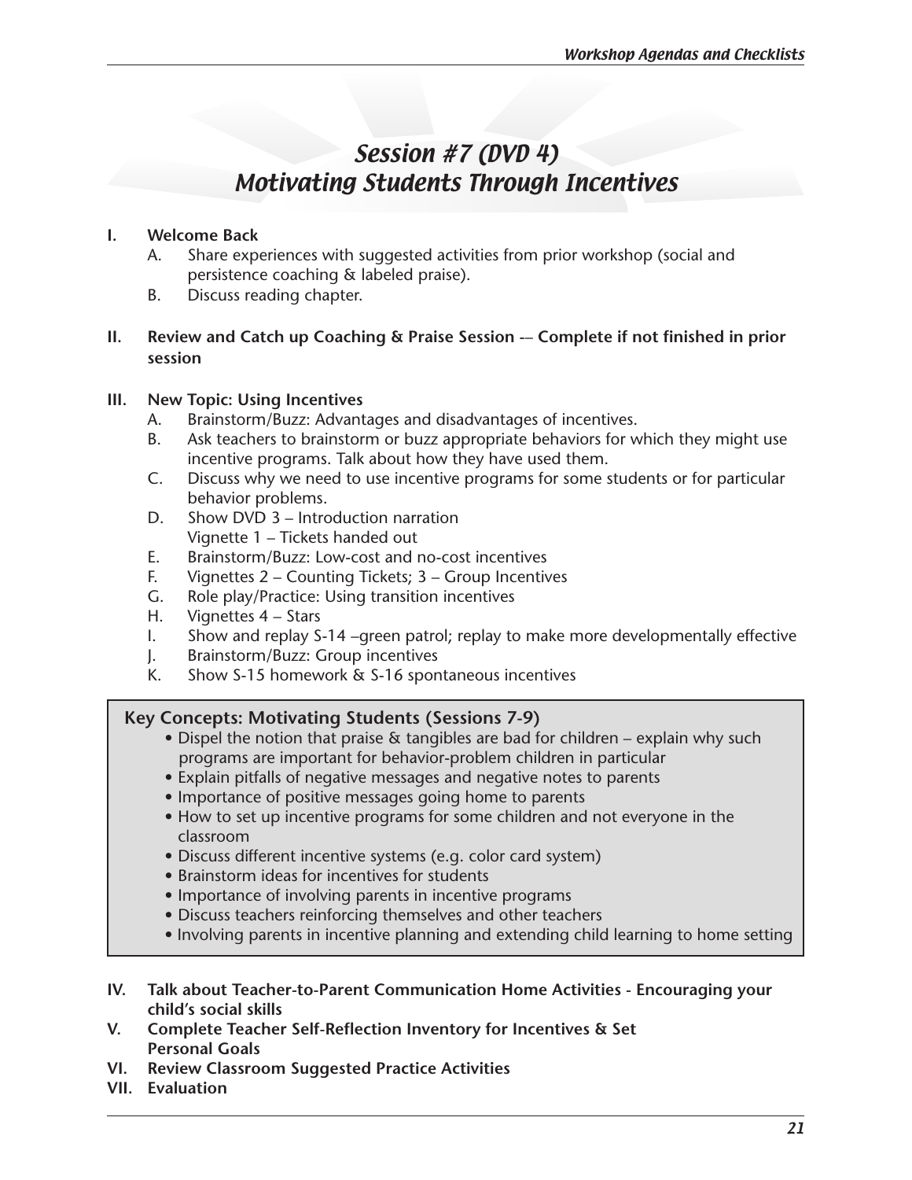# Session #7 (DVD 4)
# Motivating Students Through Incentives

**I. Welcome Back**

A. Share experiences with suggested activities from prior workshop (social and persistence coaching & labeled praise).

B. Discuss reading chapter.

**II. Review and Catch up Coaching & Praise Session -– Complete if not finished in prior session**

**III. New Topic: Using Incentives**

A. Brainstorm/Buzz: Advantages and disadvantages of incentives.

B. Ask teachers to brainstorm or buzz appropriate behaviors for which they might use incentive programs. Talk about how they have used them.

C. Discuss why we need to use incentive programs for some students or for particular behavior problems.

D. Show DVD 3 – Introduction narration
Vignette 1 – Tickets handed out

E. Brainstorm/Buzz: Low-cost and no-cost incentives

F. Vignettes 2 – Counting Tickets; 3 – Group Incentives

G. Role play/Practice: Using transition incentives

H. Vignettes 4 – Stars

I. Show and replay S-14 –green patrol; replay to make more developmentally effective

J. Brainstorm/Buzz: Group incentives

K. Show S-15 homework & S-16 spontaneous incentives

**Key Concepts: Motivating Students (Sessions 7-9)**

- Dispel the notion that praise & tangibles are bad for children – explain why such programs are important for behavior-problem children in particular
- Explain pitfalls of negative messages and negative notes to parents
- Importance of positive messages going home to parents
- How to set up incentive programs for some children and not everyone in the classroom
- Discuss different incentive systems (e.g. color card system)
- Brainstorm ideas for incentives for students
- Importance of involving parents in incentive programs
- Discuss teachers reinforcing themselves and other teachers
- Involving parents in incentive planning and extending child learning to home setting

**IV. Talk about Teacher-to-Parent Communication Home Activities - Encouraging your child's social skills**

**V. Complete Teacher Self-Reflection Inventory for Incentives & Set Personal Goals**

**VI. Review Classroom Suggested Practice Activities**

**VII. Evaluation**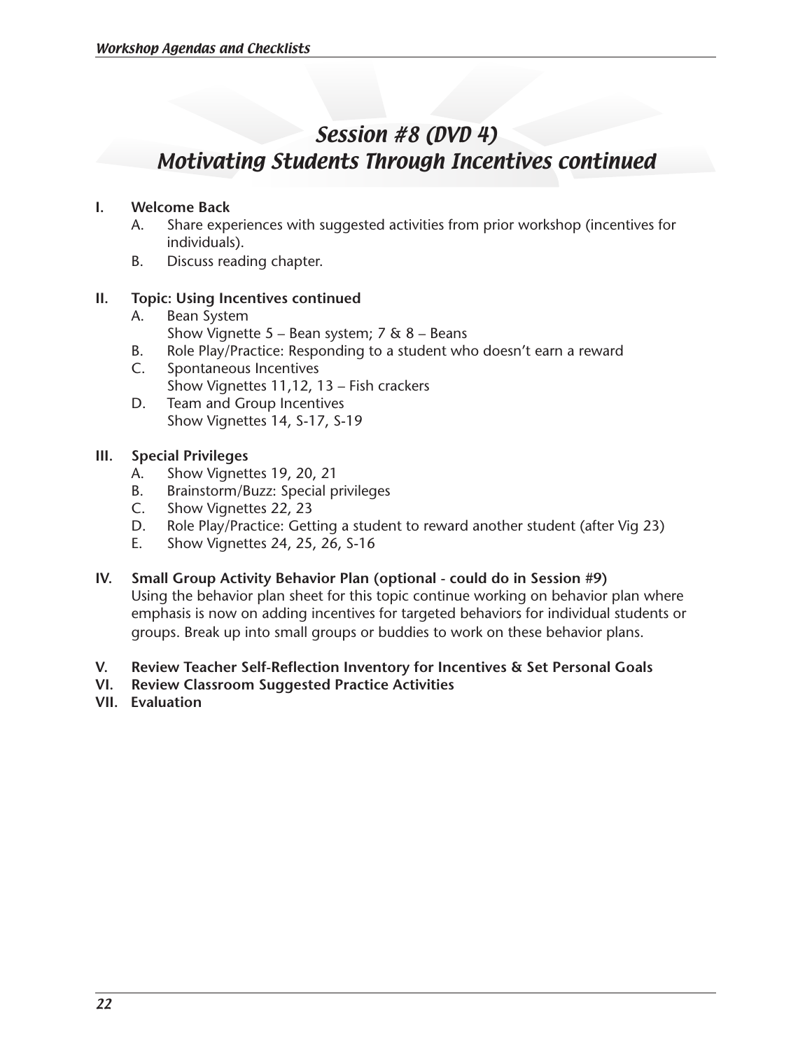# *Session #8 (DVD 4)*
# *Motivating Students Through Incentives continued*

**I. Welcome Back**

A. Share experiences with suggested activities from prior workshop (incentives for individuals).

B. Discuss reading chapter.

**II. Topic: Using Incentives continued**

A. Bean System
   Show Vignette 5 – Bean system; 7 & 8 – Beans

B. Role Play/Practice: Responding to a student who doesn't earn a reward

C. Spontaneous Incentives
   Show Vignettes 11,12, 13 – Fish crackers

D. Team and Group Incentives
   Show Vignettes 14, S-17, S-19

**III. Special Privileges**

A. Show Vignettes 19, 20, 21

B. Brainstorm/Buzz: Special privileges

C. Show Vignettes 22, 23

D. Role Play/Practice: Getting a student to reward another student (after Vig 23)

E. Show Vignettes 24, 25, 26, S-16

**IV. Small Group Activity Behavior Plan (optional - could do in Session #9)**

Using the behavior plan sheet for this topic continue working on behavior plan where emphasis is now on adding incentives for targeted behaviors for individual students or groups. Break up into small groups or buddies to work on these behavior plans.

**V. Review Teacher Self-Reflection Inventory for Incentives & Set Personal Goals**

**VI. Review Classroom Suggested Practice Activities**

**VII. Evaluation**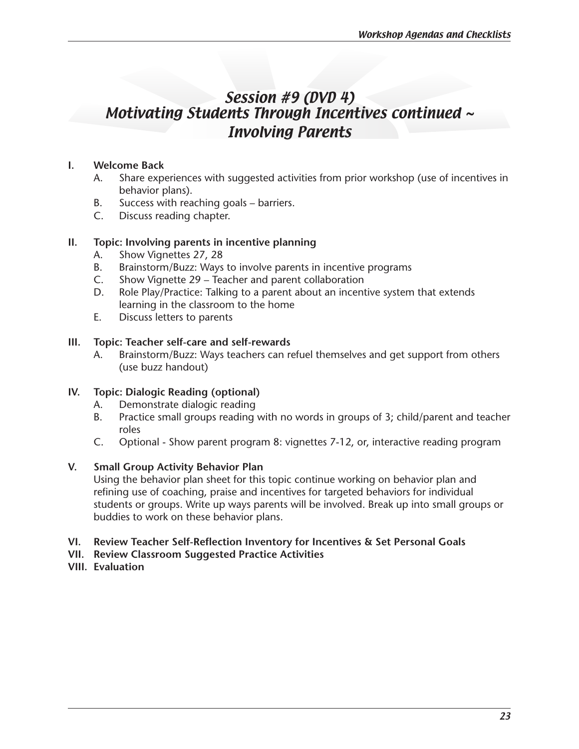# *Session #9 (DVD 4)*
# *Motivating Students Through Incentives continued ~ Involving Parents*

**I. Welcome Back**

A. Share experiences with suggested activities from prior workshop (use of incentives in behavior plans).

B. Success with reaching goals – barriers.

C. Discuss reading chapter.

**II. Topic: Involving parents in incentive planning**

A. Show Vignettes 27, 28

B. Brainstorm/Buzz: Ways to involve parents in incentive programs

C. Show Vignette 29 – Teacher and parent collaboration

D. Role Play/Practice: Talking to a parent about an incentive system that extends learning in the classroom to the home

E. Discuss letters to parents

**III. Topic: Teacher self-care and self-rewards**

A. Brainstorm/Buzz: Ways teachers can refuel themselves and get support from others (use buzz handout)

**IV. Topic: Dialogic Reading (optional)**

A. Demonstrate dialogic reading

B. Practice small groups reading with no words in groups of 3; child/parent and teacher roles

C. Optional - Show parent program 8: vignettes 7-12, or, interactive reading program

**V. Small Group Activity Behavior Plan**

Using the behavior plan sheet for this topic continue working on behavior plan and refining use of coaching, praise and incentives for targeted behaviors for individual students or groups. Write up ways parents will be involved. Break up into small groups or buddies to work on these behavior plans.

**VI. Review Teacher Self-Reflection Inventory for Incentives & Set Personal Goals**

**VII. Review Classroom Suggested Practice Activities**

**VIII. Evaluation**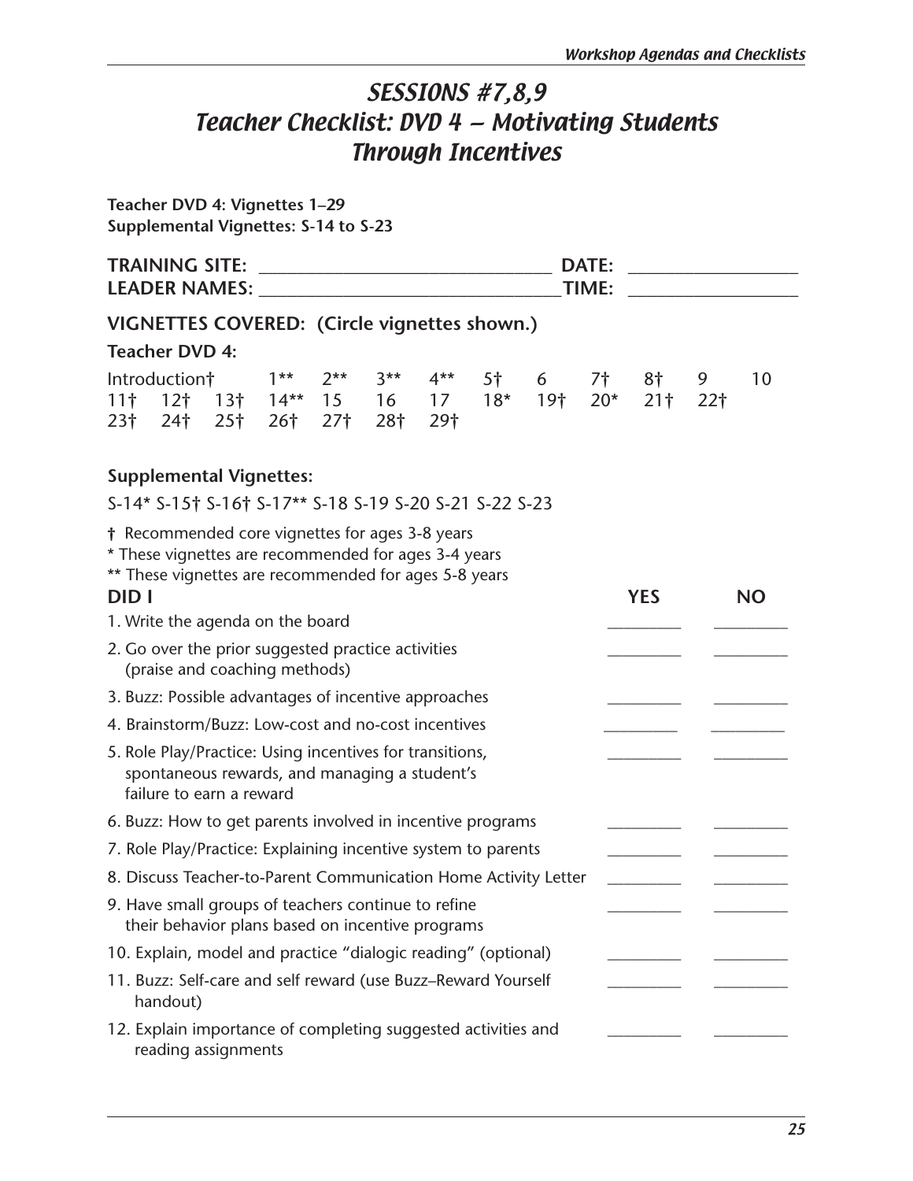# SESSIONS #7,8,9
# Teacher Checklist: DVD 4 – Motivating Students Through Incentives

**Teacher DVD 4: Vignettes 1–29**
**Supplemental Vignettes: S-14 to S-23**

**TRAINING SITE:** ______________________________ **DATE:** ________________
**LEADER NAMES:** ______________________________ **TIME:** ________________

## VIGNETTES COVERED: (Circle vignettes shown.)

**Teacher DVD 4:**

Introduction† 1** 2** 3** 4** 5† 6 7† 8† 9 10
11† 12† 13† 14** 15 16 17 18* 19† 20* 21† 22†
23† 24† 25† 26† 27† 28† 29†

**Supplemental Vignettes:**

S-14* S-15† S-16† S-17** S-18 S-19 S-20 S-21 S-22 S-23

**†** Recommended core vignettes for ages 3-8 years
\* These vignettes are recommended for ages 3-4 years
\*\* These vignettes are recommended for ages 5-8 years

| DID I | YES | NO |
|---|---|---|
| 1. Write the agenda on the board | ________ | ________ |
| 2. Go over the prior suggested practice activities (praise and coaching methods) | ________ | ________ |
| 3. Buzz: Possible advantages of incentive approaches | ________ | ________ |
| 4. Brainstorm/Buzz: Low-cost and no-cost incentives | ________ | ________ |
| 5. Role Play/Practice: Using incentives for transitions, spontaneous rewards, and managing a student's failure to earn a reward | ________ | ________ |
| 6. Buzz: How to get parents involved in incentive programs | ________ | ________ |
| 7. Role Play/Practice: Explaining incentive system to parents | ________ | ________ |
| 8. Discuss Teacher-to-Parent Communication Home Activity Letter | ________ | ________ |
| 9. Have small groups of teachers continue to refine their behavior plans based on incentive programs | ________ | ________ |
| 10. Explain, model and practice "dialogic reading" (optional) | ________ | ________ |
| 11. Buzz: Self-care and self reward (use Buzz–Reward Yourself handout) | ________ | ________ |
| 12. Explain importance of completing suggested activities and reading assignments | ________ | ________ |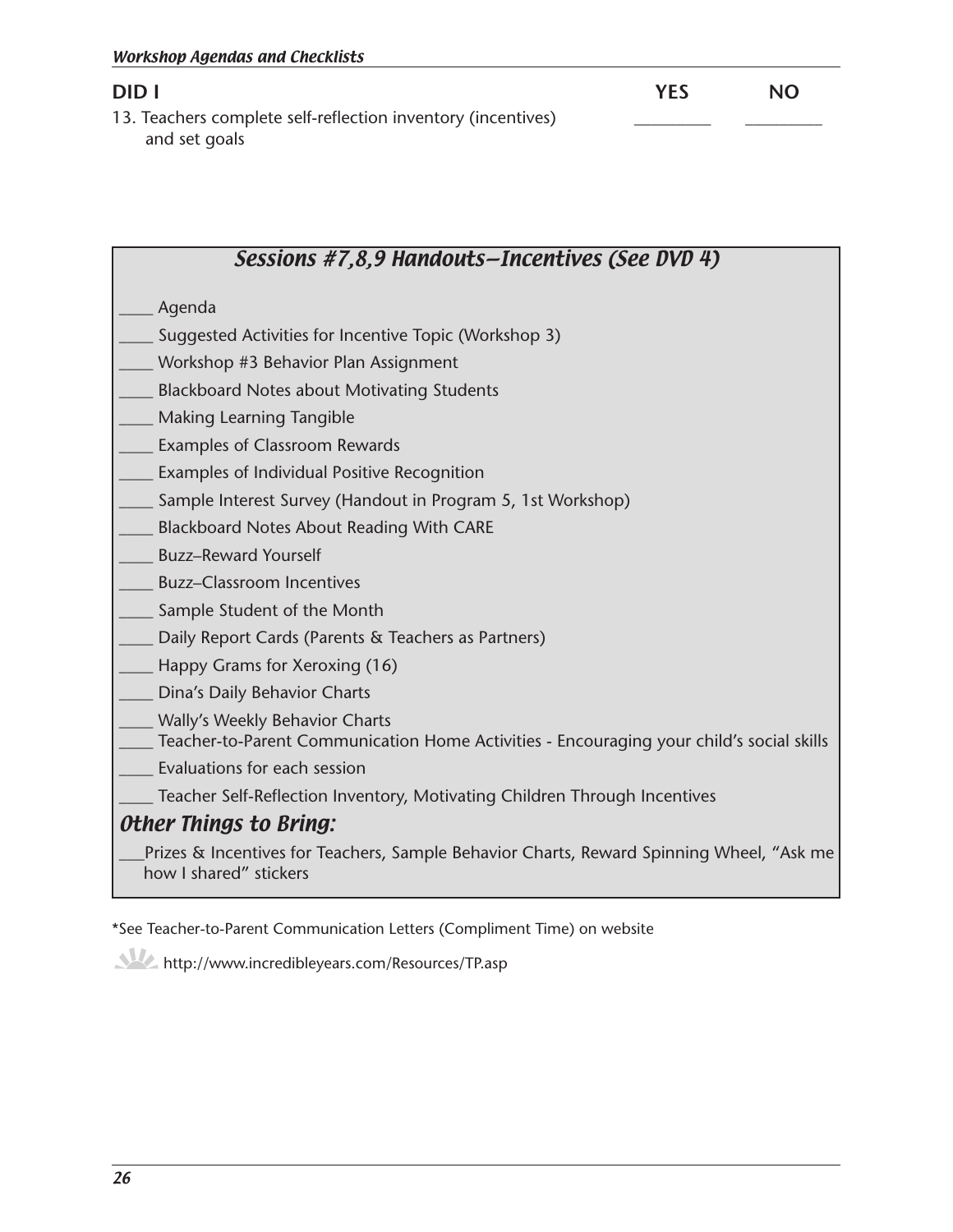| DID I | YES | NO |
|---|---|---|
| 13. Teachers complete self-reflection inventory (incentives) and set goals | ________ | ________ |

### *Sessions #7,8,9 Handouts—Incentives (See DVD 4)*

____ Agenda
____ Suggested Activities for Incentive Topic (Workshop 3)
____ Workshop #3 Behavior Plan Assignment
____ Blackboard Notes about Motivating Students
____ Making Learning Tangible
____ Examples of Classroom Rewards
____ Examples of Individual Positive Recognition
____ Sample Interest Survey (Handout in Program 5, 1st Workshop)
____ Blackboard Notes About Reading With CARE
____ Buzz–Reward Yourself
____ Buzz–Classroom Incentives
____ Sample Student of the Month
____ Daily Report Cards (Parents & Teachers as Partners)
____ Happy Grams for Xeroxing (16)
____ Dina's Daily Behavior Charts
____ Wally's Weekly Behavior Charts
____ Teacher-to-Parent Communication Home Activities - Encouraging your child's social skills
____ Evaluations for each session
____ Teacher Self-Reflection Inventory, Motivating Children Through Incentives

### *Other Things to Bring:*

___Prizes & Incentives for Teachers, Sample Behavior Charts, Reward Spinning Wheel, "Ask me how I shared" stickers

*See Teacher-to-Parent Communication Letters (Compliment Time) on website

http://www.incredibleyears.com/Resources/TP.asp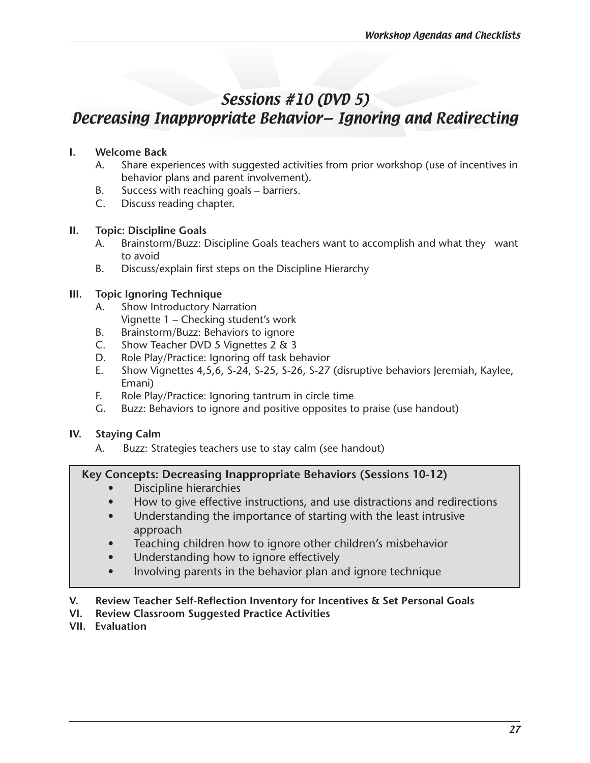# Sessions #10 (DVD 5)
# Decreasing Inappropriate Behavior– Ignoring and Redirecting

**I. Welcome Back**

- A. Share experiences with suggested activities from prior workshop (use of incentives in behavior plans and parent involvement).
- B. Success with reaching goals – barriers.
- C. Discuss reading chapter.

**II. Topic: Discipline Goals**

- A. Brainstorm/Buzz: Discipline Goals teachers want to accomplish and what they want to avoid
- B. Discuss/explain first steps on the Discipline Hierarchy

**III. Topic Ignoring Technique**

- A. Show Introductory Narration
  Vignette 1 – Checking student's work
- B. Brainstorm/Buzz: Behaviors to ignore
- C. Show Teacher DVD 5 Vignettes 2 & 3
- D. Role Play/Practice: Ignoring off task behavior
- E. Show Vignettes 4,5,6, S-24, S-25, S-26, S-27 (disruptive behaviors Jeremiah, Kaylee, Emani)
- F. Role Play/Practice: Ignoring tantrum in circle time
- G. Buzz: Behaviors to ignore and positive opposites to praise (use handout)

**IV. Staying Calm**

- A. Buzz: Strategies teachers use to stay calm (see handout)

**Key Concepts: Decreasing Inappropriate Behaviors (Sessions 10-12)**

- Discipline hierarchies
- How to give effective instructions, and use distractions and redirections
- Understanding the importance of starting with the least intrusive approach
- Teaching children how to ignore other children's misbehavior
- Understanding how to ignore effectively
- Involving parents in the behavior plan and ignore technique

**V. Review Teacher Self-Reflection Inventory for Incentives & Set Personal Goals**

**VI. Review Classroom Suggested Practice Activities**

**VII. Evaluation**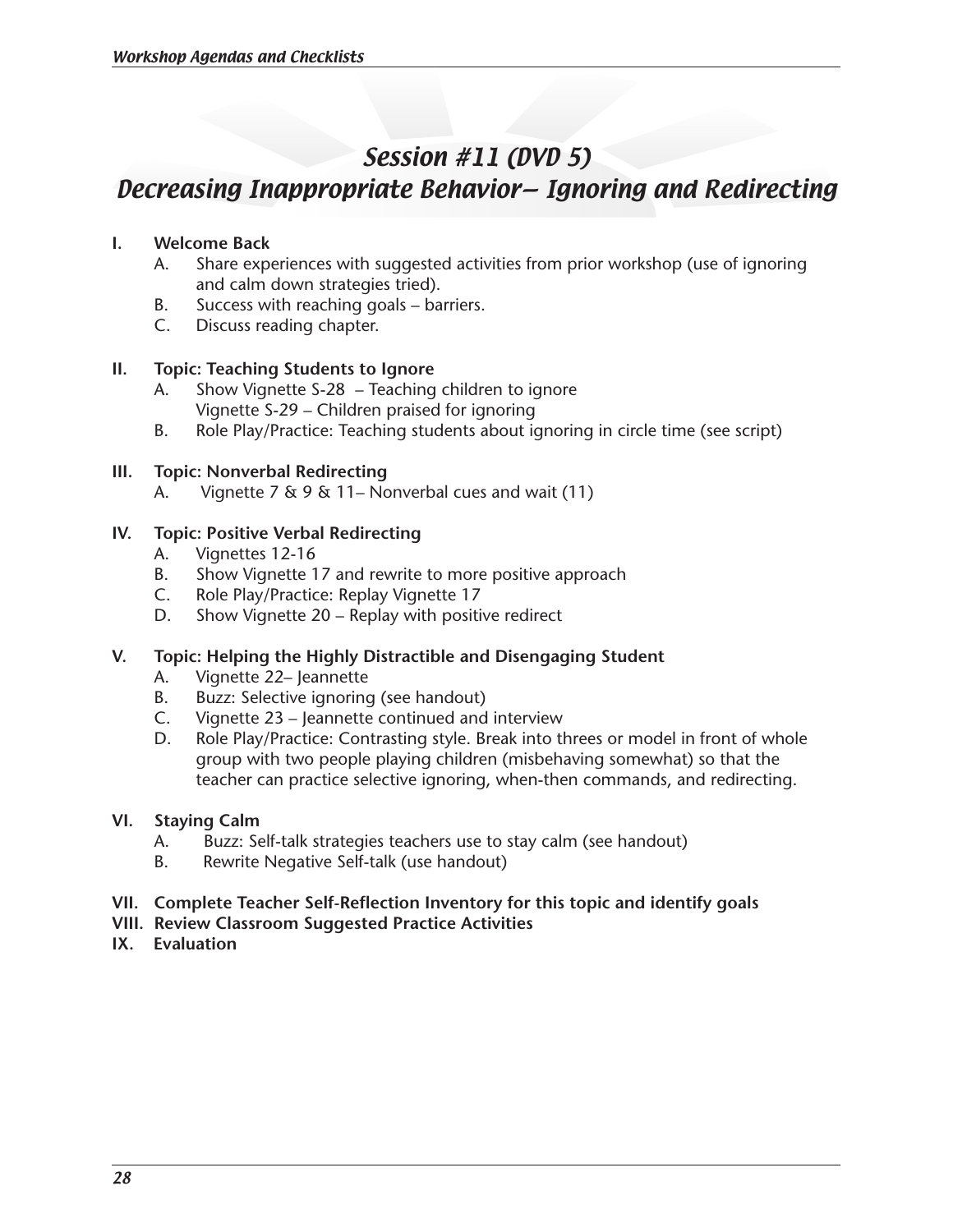# Session #11 (DVD 5)
# Decreasing Inappropriate Behavior– Ignoring and Redirecting

**I. Welcome Back**

- A. Share experiences with suggested activities from prior workshop (use of ignoring and calm down strategies tried).
- B. Success with reaching goals – barriers.
- C. Discuss reading chapter.

**II. Topic: Teaching Students to Ignore**

- A. Show Vignette S-28 – Teaching children to ignore
  Vignette S-29 – Children praised for ignoring
- B. Role Play/Practice: Teaching students about ignoring in circle time (see script)

**III. Topic: Nonverbal Redirecting**

- A. Vignette 7 & 9 & 11– Nonverbal cues and wait (11)

**IV. Topic: Positive Verbal Redirecting**

- A. Vignettes 12-16
- B. Show Vignette 17 and rewrite to more positive approach
- C. Role Play/Practice: Replay Vignette 17
- D. Show Vignette 20 – Replay with positive redirect

**V. Topic: Helping the Highly Distractible and Disengaging Student**

- A. Vignette 22– Jeannette
- B. Buzz: Selective ignoring (see handout)
- C. Vignette 23 – Jeannette continued and interview
- D. Role Play/Practice: Contrasting style. Break into threes or model in front of whole group with two people playing children (misbehaving somewhat) so that the teacher can practice selective ignoring, when-then commands, and redirecting.

**VI. Staying Calm**

- A. Buzz: Self-talk strategies teachers use to stay calm (see handout)
- B. Rewrite Negative Self-talk (use handout)

**VII. Complete Teacher Self-Reflection Inventory for this topic and identify goals**

**VIII. Review Classroom Suggested Practice Activities**

**IX. Evaluation**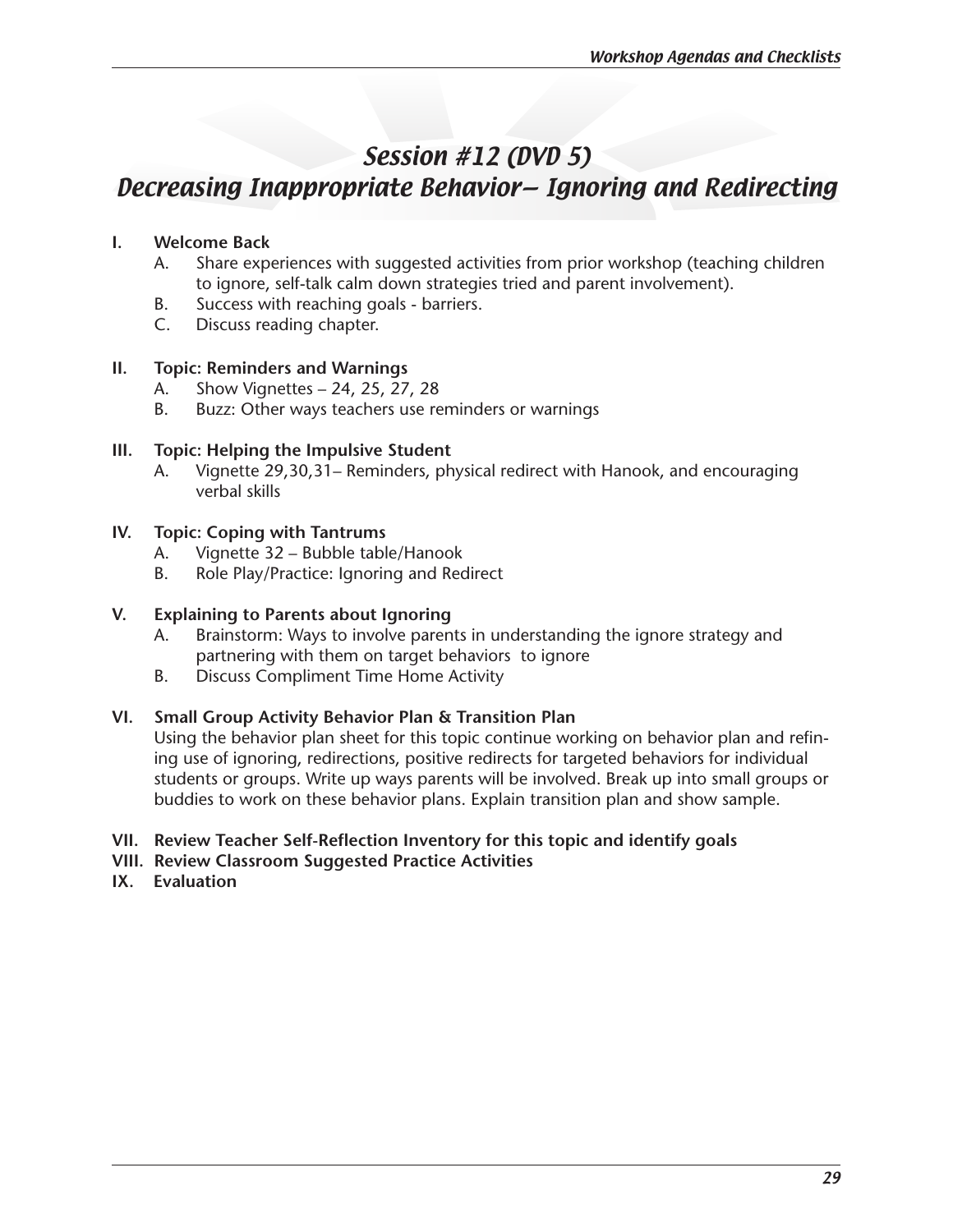# *Session #12 (DVD 5)*
# *Decreasing Inappropriate Behavior– Ignoring and Redirecting*

**I. Welcome Back**

- A. Share experiences with suggested activities from prior workshop (teaching children to ignore, self-talk calm down strategies tried and parent involvement).
- B. Success with reaching goals - barriers.
- C. Discuss reading chapter.

**II. Topic: Reminders and Warnings**

- A. Show Vignettes – 24, 25, 27, 28
- B. Buzz: Other ways teachers use reminders or warnings

**III. Topic: Helping the Impulsive Student**

- A. Vignette 29,30,31– Reminders, physical redirect with Hanook, and encouraging verbal skills

**IV. Topic: Coping with Tantrums**

- A. Vignette 32 – Bubble table/Hanook
- B. Role Play/Practice: Ignoring and Redirect

**V. Explaining to Parents about Ignoring**

- A. Brainstorm: Ways to involve parents in understanding the ignore strategy and partnering with them on target behaviors to ignore
- B. Discuss Compliment Time Home Activity

**VI. Small Group Activity Behavior Plan & Transition Plan**

Using the behavior plan sheet for this topic continue working on behavior plan and refining use of ignoring, redirections, positive redirects for targeted behaviors for individual students or groups. Write up ways parents will be involved. Break up into small groups or buddies to work on these behavior plans. Explain transition plan and show sample.

**VII. Review Teacher Self-Reflection Inventory for this topic and identify goals**

**VIII. Review Classroom Suggested Practice Activities**

**IX. Evaluation**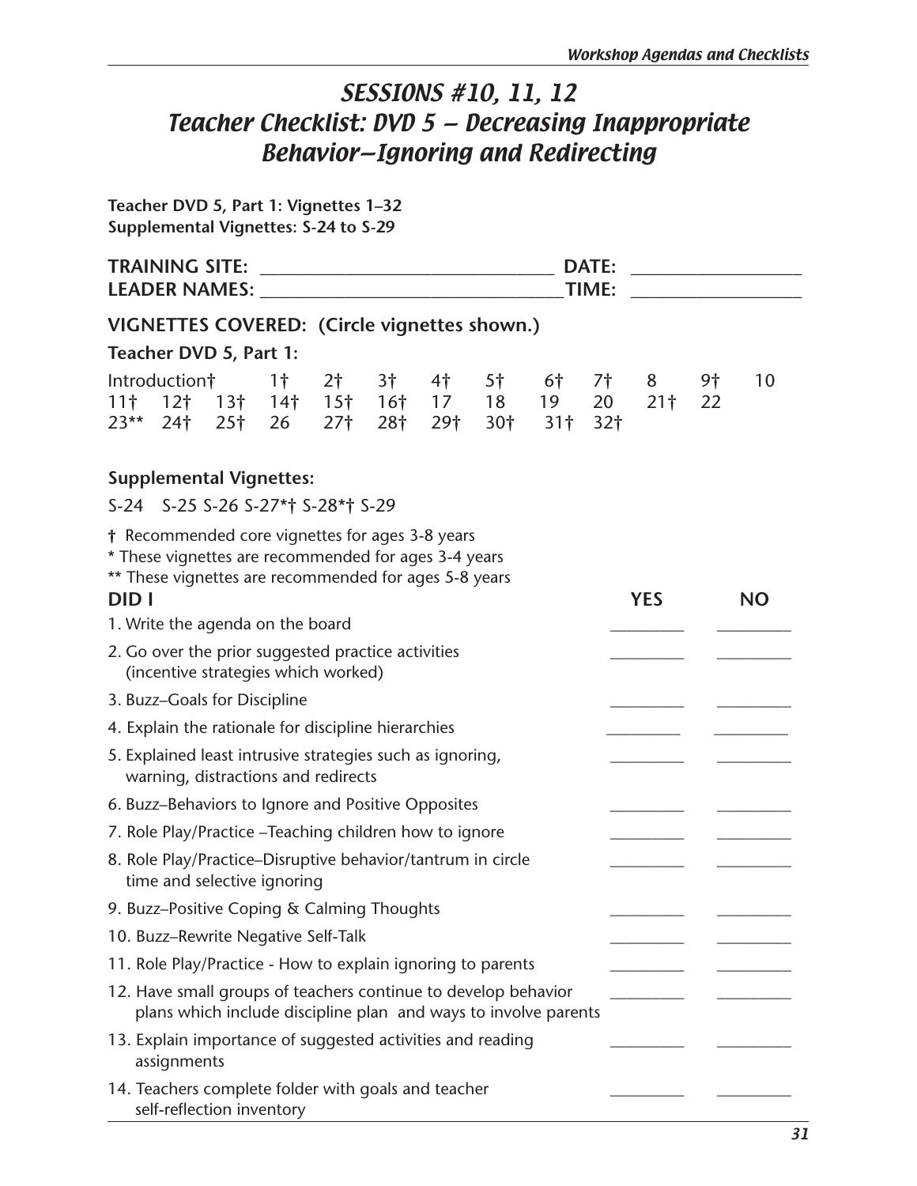# SESSIONS #10, 11, 12
# Teacher Checklist: DVD 5 – Decreasing Inappropriate Behavior—Ignoring and Redirecting

**Teacher DVD 5, Part 1: Vignettes 1–32**
**Supplemental Vignettes: S-24 to S-29**

**TRAINING SITE:** ________________________________ **DATE:** __________________
**LEADER NAMES:** ________________________________ **TIME:** __________________

## VIGNETTES COVERED: (Circle vignettes shown.)

**Teacher DVD 5, Part 1:**

Introduction† 1† 2† 3† 4† 5† 6† 7† 8 9† 10
11† 12† 13† 14† 15† 16† 17 18 19 20 21† 22
23** 24† 25† 26 27† 28† 29† 30† 31† 32†

**Supplemental Vignettes:**

S-24 S-25 S-26 S-27*† S-28*† S-29

† Recommended core vignettes for ages 3-8 years
* These vignettes are recommended for ages 3-4 years
** These vignettes are recommended for ages 5-8 years

| DID I | YES | NO |
|---|---|---|
| 1. Write the agenda on the board | _________ | _________ |
| 2. Go over the prior suggested practice activities (incentive strategies which worked) | _________ | _________ |
| 3. Buzz–Goals for Discipline | _________ | _________ |
| 4. Explain the rationale for discipline hierarchies | _________ | _________ |
| 5. Explained least intrusive strategies such as ignoring, warning, distractions and redirects | _________ | _________ |
| 6. Buzz–Behaviors to Ignore and Positive Opposites | _________ | _________ |
| 7. Role Play/Practice –Teaching children how to ignore | _________ | _________ |
| 8. Role Play/Practice–Disruptive behavior/tantrum in circle time and selective ignoring | _________ | _________ |
| 9. Buzz–Positive Coping & Calming Thoughts | _________ | _________ |
| 10. Buzz–Rewrite Negative Self-Talk | _________ | _________ |
| 11. Role Play/Practice - How to explain ignoring to parents | _________ | _________ |
| 12. Have small groups of teachers continue to develop behavior plans which include discipline plan and ways to involve parents | _________ | _________ |
| 13. Explain importance of suggested activities and reading assignments | _________ | _________ |
| 14. Teachers complete folder with goals and teacher self-reflection inventory | _________ | _________ |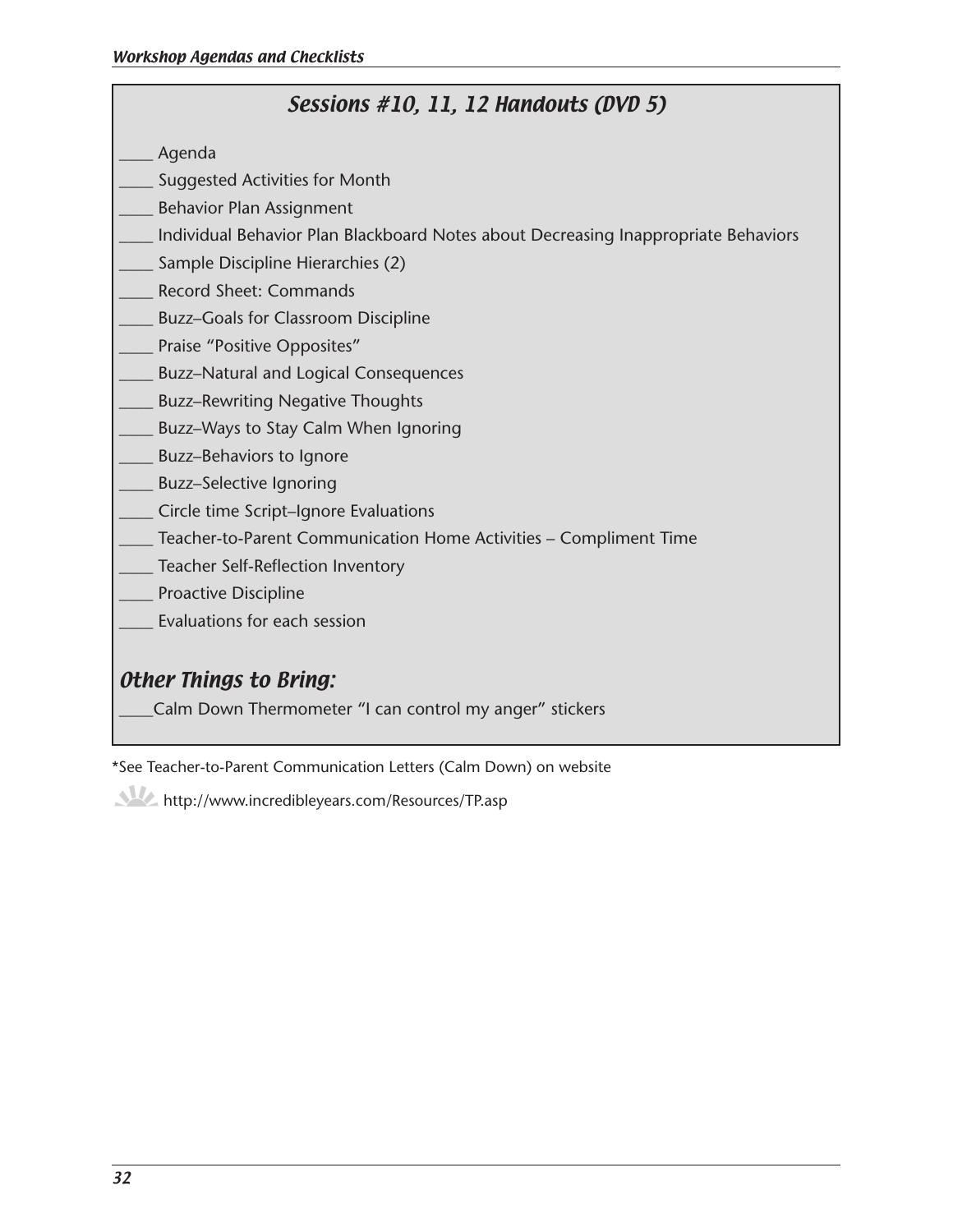## Sessions #10, 11, 12 Handouts (DVD 5)

____ Agenda
____ Suggested Activities for Month
____ Behavior Plan Assignment
____ Individual Behavior Plan Blackboard Notes about Decreasing Inappropriate Behaviors
____ Sample Discipline Hierarchies (2)
____ Record Sheet: Commands
____ Buzz–Goals for Classroom Discipline
____ Praise "Positive Opposites"
____ Buzz–Natural and Logical Consequences
____ Buzz–Rewriting Negative Thoughts
____ Buzz–Ways to Stay Calm When Ignoring
____ Buzz–Behaviors to Ignore
____ Buzz–Selective Ignoring
____ Circle time Script–Ignore Evaluations
____ Teacher-to-Parent Communication Home Activities – Compliment Time
____ Teacher Self-Reflection Inventory
____ Proactive Discipline
____ Evaluations for each session

### Other Things to Bring:

____Calm Down Thermometer "I can control my anger" stickers

*See Teacher-to-Parent Communication Letters (Calm Down) on website

http://www.incredibleyears.com/Resources/TP.asp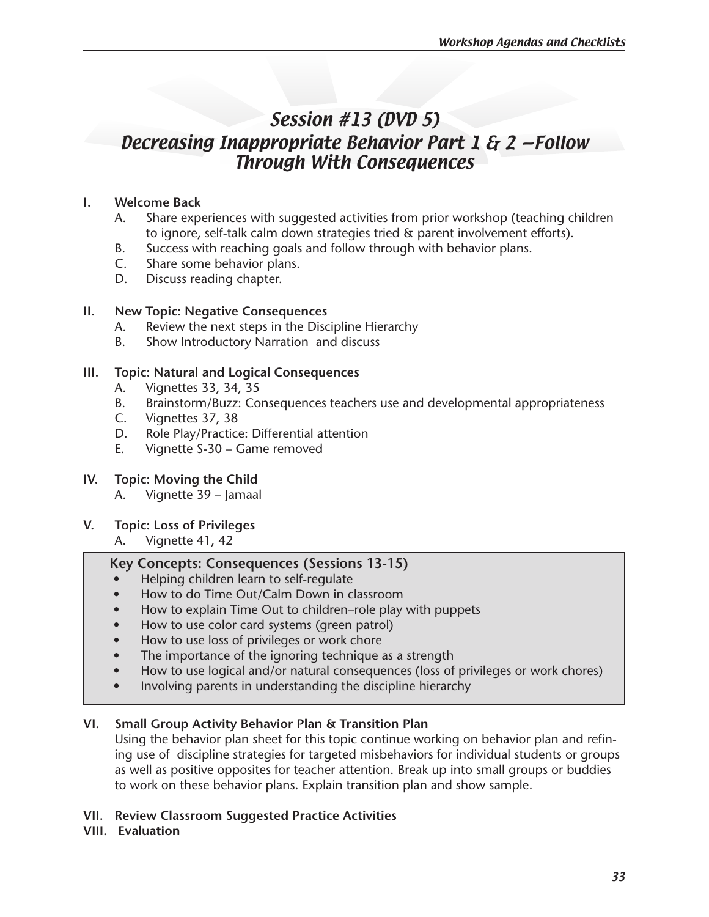# Session #13 (DVD 5)
# Decreasing Inappropriate Behavior Part 1 & 2 –Follow Through With Consequences

**I. Welcome Back**

- A. Share experiences with suggested activities from prior workshop (teaching children to ignore, self-talk calm down strategies tried & parent involvement efforts).
- B. Success with reaching goals and follow through with behavior plans.
- C. Share some behavior plans.
- D. Discuss reading chapter.

**II. New Topic: Negative Consequences**

- A. Review the next steps in the Discipline Hierarchy
- B. Show Introductory Narration and discuss

**III. Topic: Natural and Logical Consequences**

- A. Vignettes 33, 34, 35
- B. Brainstorm/Buzz: Consequences teachers use and developmental appropriateness
- C. Vignettes 37, 38
- D. Role Play/Practice: Differential attention
- E. Vignette S-30 – Game removed

**IV. Topic: Moving the Child**

- A. Vignette 39 – Jamaal

**V. Topic: Loss of Privileges**

- A. Vignette 41, 42

**Key Concepts: Consequences (Sessions 13-15)**

- Helping children learn to self-regulate
- How to do Time Out/Calm Down in classroom
- How to explain Time Out to children–role play with puppets
- How to use color card systems (green patrol)
- How to use loss of privileges or work chore
- The importance of the ignoring technique as a strength
- How to use logical and/or natural consequences (loss of privileges or work chores)
- Involving parents in understanding the discipline hierarchy

**VI. Small Group Activity Behavior Plan & Transition Plan**

Using the behavior plan sheet for this topic continue working on behavior plan and refining use of discipline strategies for targeted misbehaviors for individual students or groups as well as positive opposites for teacher attention. Break up into small groups or buddies to work on these behavior plans. Explain transition plan and show sample.

**VII. Review Classroom Suggested Practice Activities**

**VIII. Evaluation**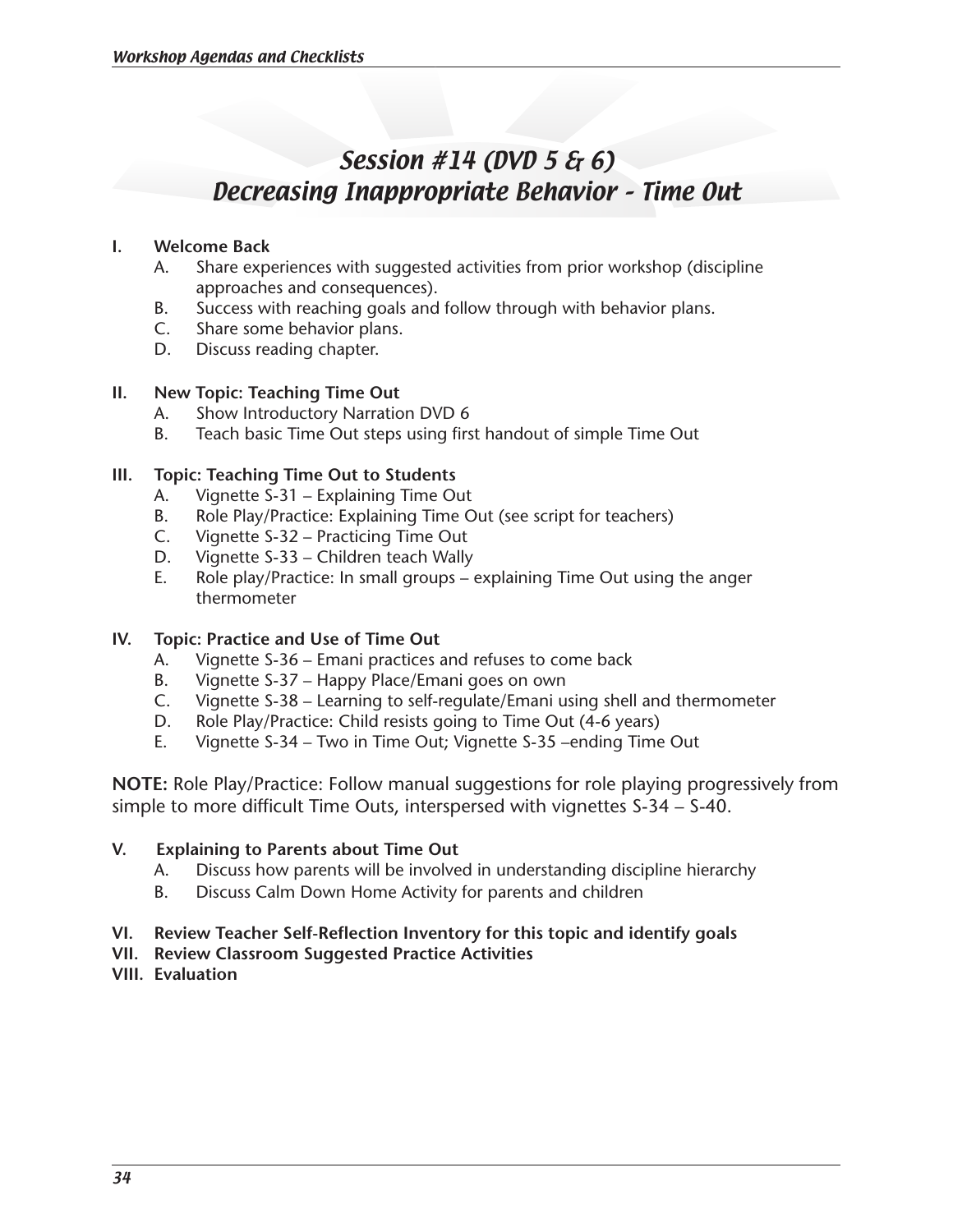# Session #14 (DVD 5 & 6)
# Decreasing Inappropriate Behavior - Time Out

**I. Welcome Back**

A. Share experiences with suggested activities from prior workshop (discipline approaches and consequences).
B. Success with reaching goals and follow through with behavior plans.
C. Share some behavior plans.
D. Discuss reading chapter.

**II. New Topic: Teaching Time Out**

A. Show Introductory Narration DVD 6
B. Teach basic Time Out steps using first handout of simple Time Out

**III. Topic: Teaching Time Out to Students**

A. Vignette S-31 – Explaining Time Out
B. Role Play/Practice: Explaining Time Out (see script for teachers)
C. Vignette S-32 – Practicing Time Out
D. Vignette S-33 – Children teach Wally
E. Role play/Practice: In small groups – explaining Time Out using the anger thermometer

**IV. Topic: Practice and Use of Time Out**

A. Vignette S-36 – Emani practices and refuses to come back
B. Vignette S-37 – Happy Place/Emani goes on own
C. Vignette S-38 – Learning to self-regulate/Emani using shell and thermometer
D. Role Play/Practice: Child resists going to Time Out (4-6 years)
E. Vignette S-34 – Two in Time Out; Vignette S-35 –ending Time Out

**NOTE:** Role Play/Practice: Follow manual suggestions for role playing progressively from simple to more difficult Time Outs, interspersed with vignettes S-34 – S-40.

**V. Explaining to Parents about Time Out**

A. Discuss how parents will be involved in understanding discipline hierarchy
B. Discuss Calm Down Home Activity for parents and children

**VI. Review Teacher Self-Reflection Inventory for this topic and identify goals**

**VII. Review Classroom Suggested Practice Activities**

**VIII. Evaluation**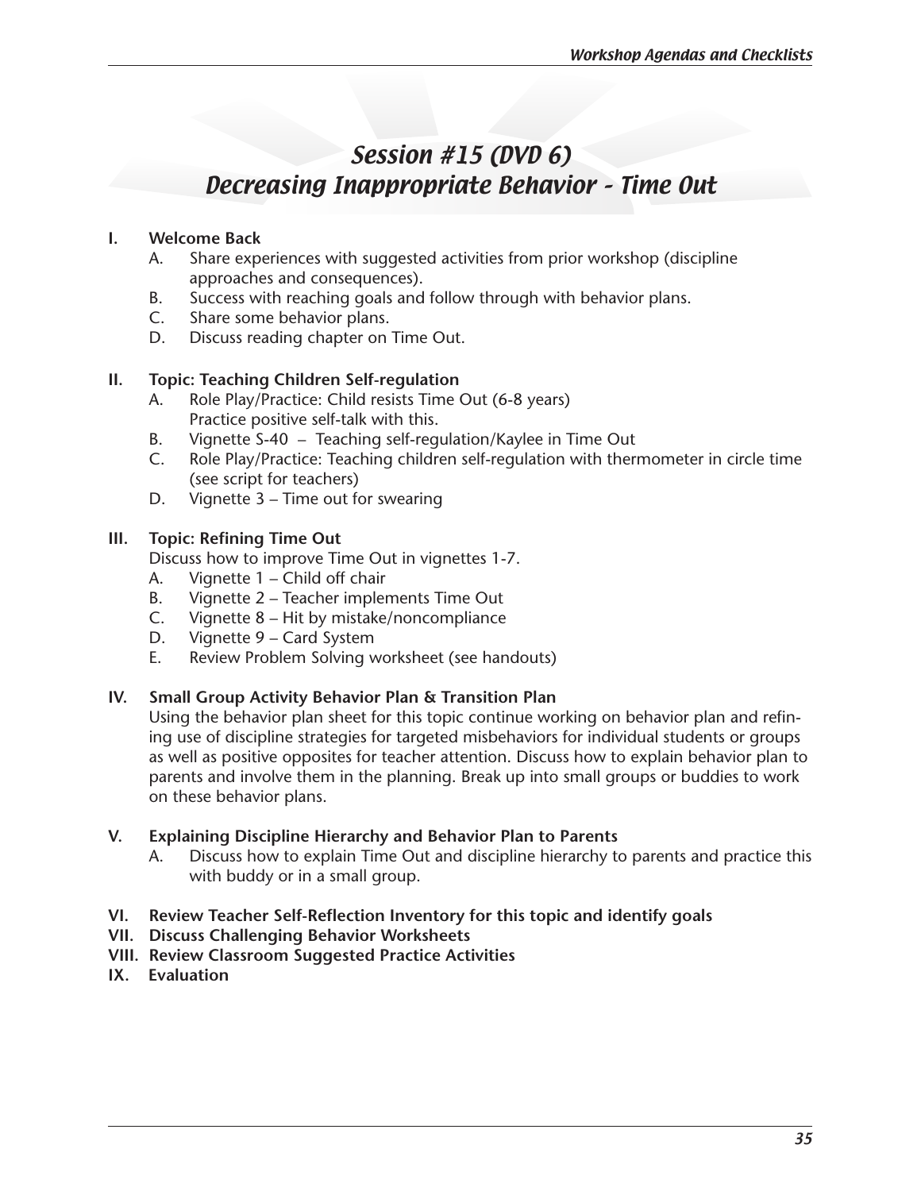# Session #15 (DVD 6)
# Decreasing Inappropriate Behavior - Time Out

**I. Welcome Back**

- A. Share experiences with suggested activities from prior workshop (discipline approaches and consequences).
- B. Success with reaching goals and follow through with behavior plans.
- C. Share some behavior plans.
- D. Discuss reading chapter on Time Out.

**II. Topic: Teaching Children Self-regulation**

- A. Role Play/Practice: Child resists Time Out (6-8 years) Practice positive self-talk with this.
- B. Vignette S-40 – Teaching self-regulation/Kaylee in Time Out
- C. Role Play/Practice: Teaching children self-regulation with thermometer in circle time (see script for teachers)
- D. Vignette 3 – Time out for swearing

**III. Topic: Refining Time Out**

Discuss how to improve Time Out in vignettes 1-7.

- A. Vignette 1 – Child off chair
- B. Vignette 2 – Teacher implements Time Out
- C. Vignette 8 – Hit by mistake/noncompliance
- D. Vignette 9 – Card System
- E. Review Problem Solving worksheet (see handouts)

**IV. Small Group Activity Behavior Plan & Transition Plan**

Using the behavior plan sheet for this topic continue working on behavior plan and refining use of discipline strategies for targeted misbehaviors for individual students or groups as well as positive opposites for teacher attention. Discuss how to explain behavior plan to parents and involve them in the planning. Break up into small groups or buddies to work on these behavior plans.

**V. Explaining Discipline Hierarchy and Behavior Plan to Parents**

- A. Discuss how to explain Time Out and discipline hierarchy to parents and practice this with buddy or in a small group.

**VI. Review Teacher Self-Reflection Inventory for this topic and identify goals**

**VII. Discuss Challenging Behavior Worksheets**

**VIII. Review Classroom Suggested Practice Activities**

**IX. Evaluation**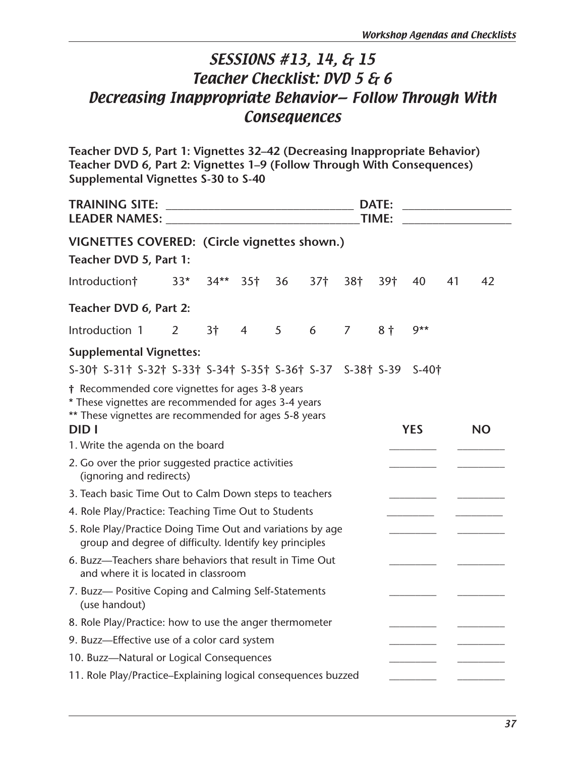# SESSIONS #13, 14, & 15
# Teacher Checklist: DVD 5 & 6
# Decreasing Inappropriate Behavior— Follow Through With Consequences

**Teacher DVD 5, Part 1: Vignettes 32–42 (Decreasing Inappropriate Behavior)**
**Teacher DVD 6, Part 2: Vignettes 1–9 (Follow Through With Consequences)**
**Supplemental Vignettes S-30 to S-40**

**TRAINING SITE:** ______________________________ **DATE:** ________________
**LEADER NAMES:** ______________________________ **TIME:** ________________

**VIGNETTES COVERED: (Circle vignettes shown.)**

**Teacher DVD 5, Part 1:**

Introduction† 33* 34** 35† 36 37† 38† 39† 40 41 42

**Teacher DVD 6, Part 2:**

Introduction 1 2 3† 4 5 6 7 8 † 9**

**Supplemental Vignettes:**

S-30† S-31† S-32† S-33† S-34† S-35† S-36† S-37 S-38† S-39 S-40†

† Recommended core vignettes for ages 3-8 years
* These vignettes are recommended for ages 3-4 years
** These vignettes are recommended for ages 5-8 years

| DID I | YES | NO |
|---|---|---|
| 1. Write the agenda on the board | ________ | ________ |
| 2. Go over the prior suggested practice activities (ignoring and redirects) | ________ | ________ |
| 3. Teach basic Time Out to Calm Down steps to teachers | ________ | ________ |
| 4. Role Play/Practice: Teaching Time Out to Students | ________ | ________ |
| 5. Role Play/Practice Doing Time Out and variations by age group and degree of difficulty. Identify key principles | ________ | ________ |
| 6. Buzz—Teachers share behaviors that result in Time Out and where it is located in classroom | ________ | ________ |
| 7. Buzz— Positive Coping and Calming Self-Statements (use handout) | ________ | ________ |
| 8. Role Play/Practice: how to use the anger thermometer | ________ | ________ |
| 9. Buzz—Effective use of a color card system | ________ | ________ |
| 10. Buzz—Natural or Logical Consequences | ________ | ________ |
| 11. Role Play/Practice–Explaining logical consequences buzzed | ________ | ________ |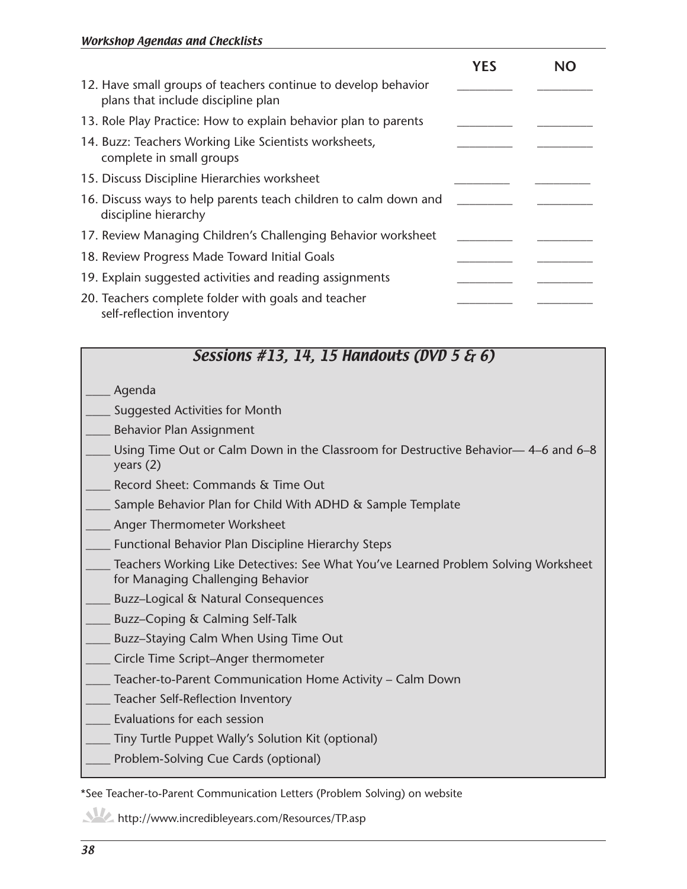| | YES | NO |
|---|---|---|
| 12. Have small groups of teachers continue to develop behavior plans that include discipline plan | _________ | _________ |
| 13. Role Play Practice: How to explain behavior plan to parents | _________ | _________ |
| 14. Buzz: Teachers Working Like Scientists worksheets, complete in small groups | _________ | _________ |
| 15. Discuss Discipline Hierarchies worksheet | _________ | _________ |
| 16. Discuss ways to help parents teach children to calm down and discipline hierarchy | _________ | _________ |
| 17. Review Managing Children's Challenging Behavior worksheet | _________ | _________ |
| 18. Review Progress Made Toward Initial Goals | _________ | _________ |
| 19. Explain suggested activities and reading assignments | _________ | _________ |
| 20. Teachers complete folder with goals and teacher self-reflection inventory | _________ | _________ |

## *Sessions #13, 14, 15 Handouts (DVD 5 & 6)*

____ Agenda

____ Suggested Activities for Month

____ Behavior Plan Assignment

____ Using Time Out or Calm Down in the Classroom for Destructive Behavior— 4–6 and 6–8 years (2)

____ Record Sheet: Commands & Time Out

____ Sample Behavior Plan for Child With ADHD & Sample Template

____ Anger Thermometer Worksheet

____ Functional Behavior Plan Discipline Hierarchy Steps

____ Teachers Working Like Detectives: See What You've Learned Problem Solving Worksheet for Managing Challenging Behavior

____ Buzz–Logical & Natural Consequences

____ Buzz–Coping & Calming Self-Talk

____ Buzz–Staying Calm When Using Time Out

____ Circle Time Script–Anger thermometer

____ Teacher-to-Parent Communication Home Activity – Calm Down

____ Teacher Self-Reflection Inventory

____ Evaluations for each session

____ Tiny Turtle Puppet Wally's Solution Kit (optional)

____ Problem-Solving Cue Cards (optional)

*See Teacher-to-Parent Communication Letters (Problem Solving) on website

http://www.incredibleyears.com/Resources/TP.asp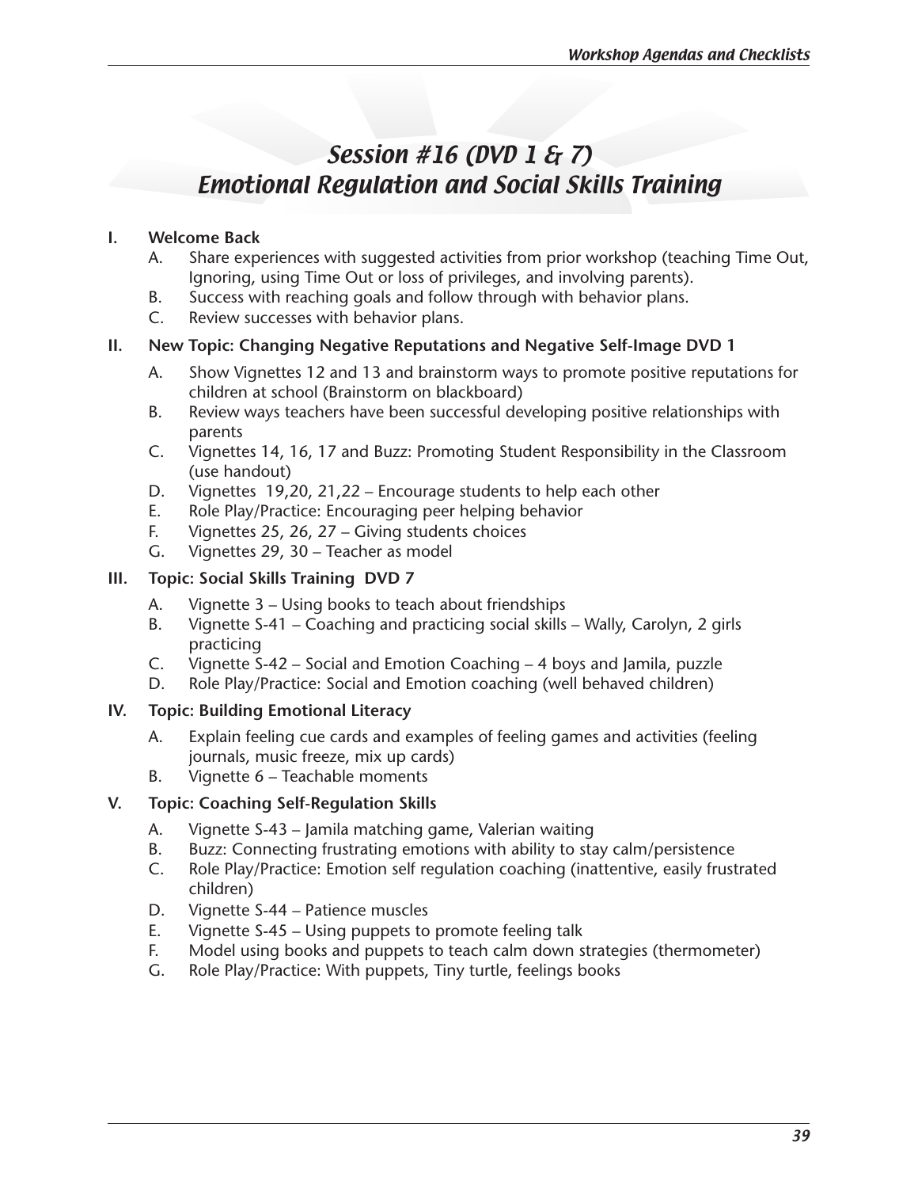# Session #16 (DVD 1 & 7)
# Emotional Regulation and Social Skills Training

**I. Welcome Back**

A. Share experiences with suggested activities from prior workshop (teaching Time Out, Ignoring, using Time Out or loss of privileges, and involving parents).
B. Success with reaching goals and follow through with behavior plans.
C. Review successes with behavior plans.

**II. New Topic: Changing Negative Reputations and Negative Self-Image DVD 1**

A. Show Vignettes 12 and 13 and brainstorm ways to promote positive reputations for children at school (Brainstorm on blackboard)
B. Review ways teachers have been successful developing positive relationships with parents
C. Vignettes 14, 16, 17 and Buzz: Promoting Student Responsibility in the Classroom (use handout)
D. Vignettes 19,20, 21,22 – Encourage students to help each other
E. Role Play/Practice: Encouraging peer helping behavior
F. Vignettes 25, 26, 27 – Giving students choices
G. Vignettes 29, 30 – Teacher as model

**III. Topic: Social Skills Training DVD 7**

A. Vignette 3 – Using books to teach about friendships
B. Vignette S-41 – Coaching and practicing social skills – Wally, Carolyn, 2 girls practicing
C. Vignette S-42 – Social and Emotion Coaching – 4 boys and Jamila, puzzle
D. Role Play/Practice: Social and Emotion coaching (well behaved children)

**IV. Topic: Building Emotional Literacy**

A. Explain feeling cue cards and examples of feeling games and activities (feeling journals, music freeze, mix up cards)
B. Vignette 6 – Teachable moments

**V. Topic: Coaching Self-Regulation Skills**

A. Vignette S-43 – Jamila matching game, Valerian waiting
B. Buzz: Connecting frustrating emotions with ability to stay calm/persistence
C. Role Play/Practice: Emotion self regulation coaching (inattentive, easily frustrated children)
D. Vignette S-44 – Patience muscles
E. Vignette S-45 – Using puppets to promote feeling talk
F. Model using books and puppets to teach calm down strategies (thermometer)
G. Role Play/Practice: With puppets, Tiny turtle, feelings books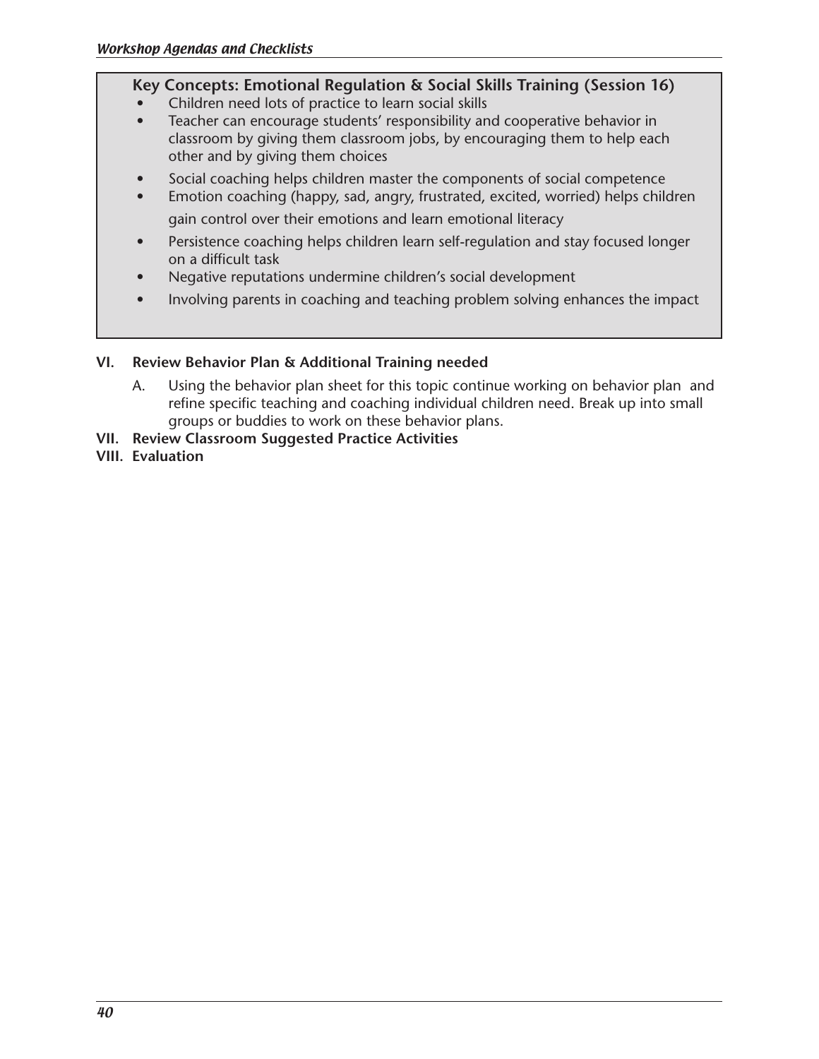### Key Concepts: Emotional Regulation & Social Skills Training (Session 16)

- Children need lots of practice to learn social skills
- Teacher can encourage students' responsibility and cooperative behavior in classroom by giving them classroom jobs, by encouraging them to help each other and by giving them choices
- Social coaching helps children master the components of social competence
- Emotion coaching (happy, sad, angry, frustrated, excited, worried) helps children gain control over their emotions and learn emotional literacy
- Persistence coaching helps children learn self-regulation and stay focused longer on a difficult task
- Negative reputations undermine children's social development
- Involving parents in coaching and teaching problem solving enhances the impact

**VI. Review Behavior Plan & Additional Training needed**

A. Using the behavior plan sheet for this topic continue working on behavior plan and refine specific teaching and coaching individual children need. Break up into small groups or buddies to work on these behavior plans.

**VII. Review Classroom Suggested Practice Activities**

**VIII. Evaluation**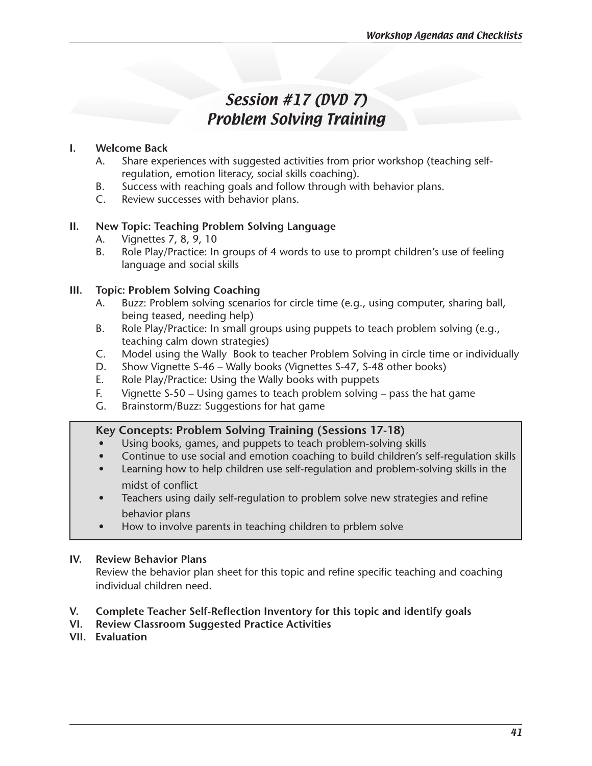# Session #17 (DVD 7)
# Problem Solving Training

**I. Welcome Back**

A. Share experiences with suggested activities from prior workshop (teaching self-regulation, emotion literacy, social skills coaching).

B. Success with reaching goals and follow through with behavior plans.

C. Review successes with behavior plans.

**II. New Topic: Teaching Problem Solving Language**

A. Vignettes 7, 8, 9, 10

B. Role Play/Practice: In groups of 4 words to use to prompt children's use of feeling language and social skills

**III. Topic: Problem Solving Coaching**

A. Buzz: Problem solving scenarios for circle time (e.g., using computer, sharing ball, being teased, needing help)

B. Role Play/Practice: In small groups using puppets to teach problem solving (e.g., teaching calm down strategies)

C. Model using the Wally Book to teacher Problem Solving in circle time or individually

D. Show Vignette S-46 – Wally books (Vignettes S-47, S-48 other books)

E. Role Play/Practice: Using the Wally books with puppets

F. Vignette S-50 – Using games to teach problem solving – pass the hat game

G. Brainstorm/Buzz: Suggestions for hat game

**Key Concepts: Problem Solving Training (Sessions 17-18)**

- Using books, games, and puppets to teach problem-solving skills
- Continue to use social and emotion coaching to build children's self-regulation skills
- Learning how to help children use self-regulation and problem-solving skills in the midst of conflict
- Teachers using daily self-regulation to problem solve new strategies and refine behavior plans
- How to involve parents in teaching children to prblem solve

**IV. Review Behavior Plans**

Review the behavior plan sheet for this topic and refine specific teaching and coaching individual children need.

**V. Complete Teacher Self-Reflection Inventory for this topic and identify goals**

**VI. Review Classroom Suggested Practice Activities**

**VII. Evaluation**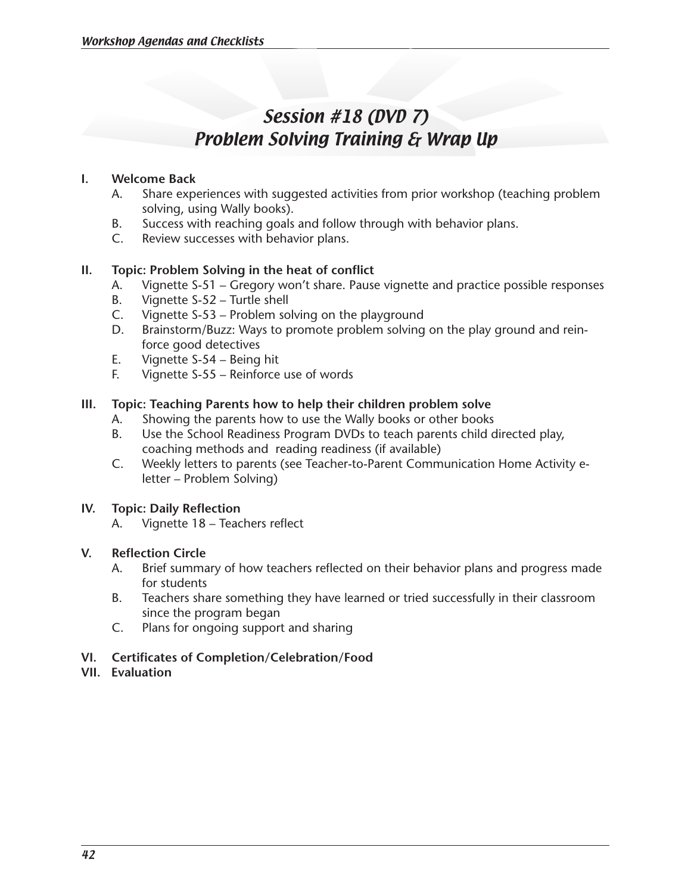# Session #18 (DVD 7)
# Problem Solving Training & Wrap Up

**I. Welcome Back**

A. Share experiences with suggested activities from prior workshop (teaching problem solving, using Wally books).
B. Success with reaching goals and follow through with behavior plans.
C. Review successes with behavior plans.

**II. Topic: Problem Solving in the heat of conflict**

A. Vignette S-51 – Gregory won't share. Pause vignette and practice possible responses
B. Vignette S-52 – Turtle shell
C. Vignette S-53 – Problem solving on the playground
D. Brainstorm/Buzz: Ways to promote problem solving on the play ground and reinforce good detectives
E. Vignette S-54 – Being hit
F. Vignette S-55 – Reinforce use of words

**III. Topic: Teaching Parents how to help their children problem solve**

A. Showing the parents how to use the Wally books or other books
B. Use the School Readiness Program DVDs to teach parents child directed play, coaching methods and reading readiness (if available)
C. Weekly letters to parents (see Teacher-to-Parent Communication Home Activity e-letter – Problem Solving)

**IV. Topic: Daily Reflection**

A. Vignette 18 – Teachers reflect

**V. Reflection Circle**

A. Brief summary of how teachers reflected on their behavior plans and progress made for students
B. Teachers share something they have learned or tried successfully in their classroom since the program began
C. Plans for ongoing support and sharing

**VI. Certificates of Completion/Celebration/Food**

**VII. Evaluation**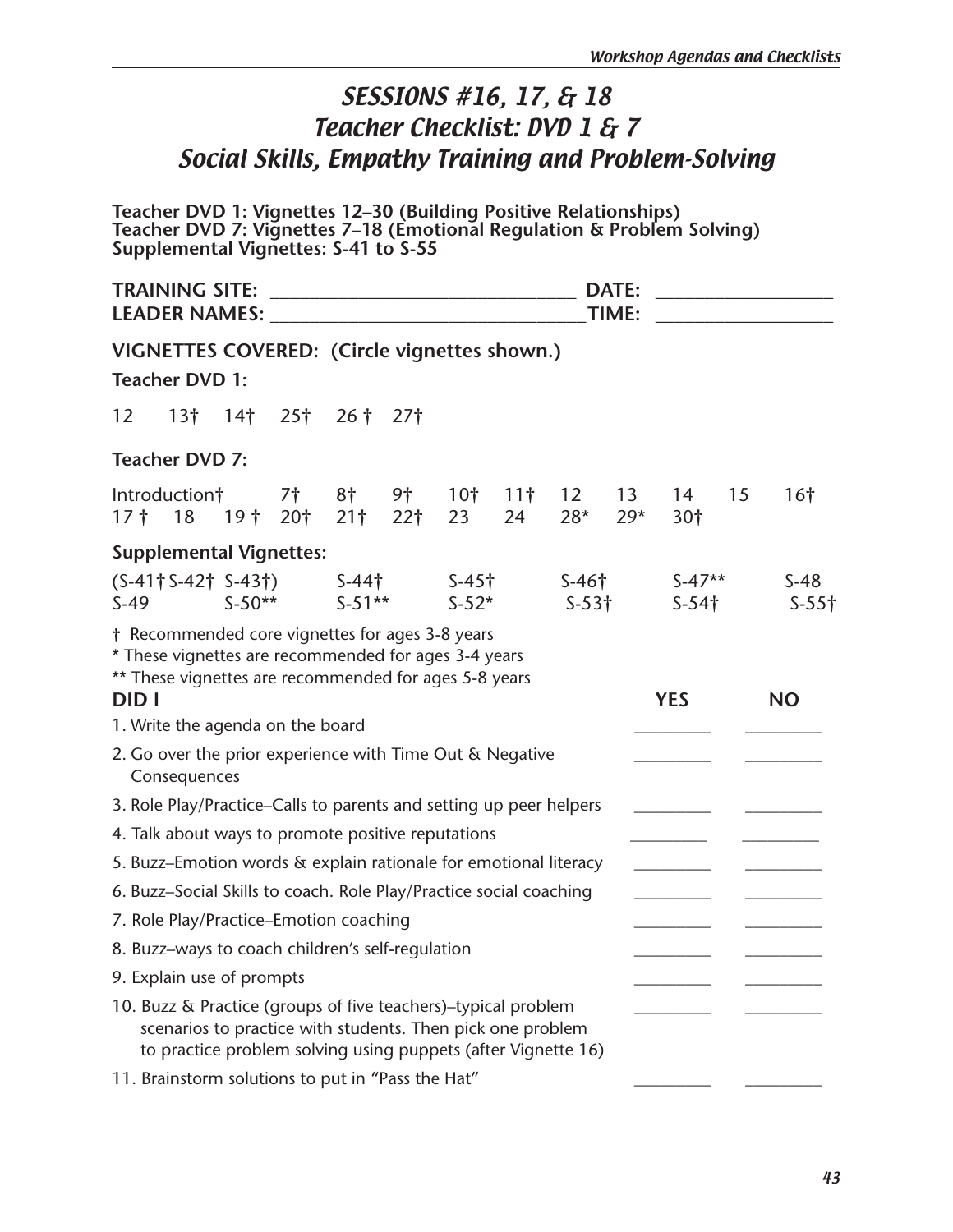# SESSIONS #16, 17, & 18
# Teacher Checklist: DVD 1 & 7
# Social Skills, Empathy Training and Problem-Solving

**Teacher DVD 1: Vignettes 12–30 (Building Positive Relationships)**
**Teacher DVD 7: Vignettes 7–18 (Emotional Regulation & Problem Solving)**
**Supplemental Vignettes: S-41 to S-55**

**TRAINING SITE:** ______________________________ **DATE:** ________________
**LEADER NAMES:** ______________________________ **TIME:** ________________

**VIGNETTES COVERED: (Circle vignettes shown.)**

**Teacher DVD 1:**

12 13† 14† 25† 26 † 27†

**Teacher DVD 7:**

Introduction† 7† 8† 9† 10† 11† 12 13 14 15 16†
17 † 18 19 † 20† 21† 22† 23 24 28* 29* 30†

**Supplemental Vignettes:**

(S-41† S-42† S-43†) S-44† S-45† S-46† S-47** S-48
S-49 S-50** S-51** S-52* S-53† S-54† S-55†

† Recommended core vignettes for ages 3-8 years
* These vignettes are recommended for ages 3-4 years
** These vignettes are recommended for ages 5-8 years

| DID I | YES | NO |
|---|---|---|
| 1. Write the agenda on the board | ________ | ________ |
| 2. Go over the prior experience with Time Out & Negative Consequences | ________ | ________ |
| 3. Role Play/Practice–Calls to parents and setting up peer helpers | ________ | ________ |
| 4. Talk about ways to promote positive reputations | ________ | ________ |
| 5. Buzz–Emotion words & explain rationale for emotional literacy | ________ | ________ |
| 6. Buzz–Social Skills to coach. Role Play/Practice social coaching | ________ | ________ |
| 7. Role Play/Practice–Emotion coaching | ________ | ________ |
| 8. Buzz–ways to coach children's self-regulation | ________ | ________ |
| 9. Explain use of prompts | ________ | ________ |
| 10. Buzz & Practice (groups of five teachers)–typical problem scenarios to practice with students. Then pick one problem to practice problem solving using puppets (after Vignette 16) | ________ | ________ |
| 11. Brainstorm solutions to put in "Pass the Hat" | ________ | ________ |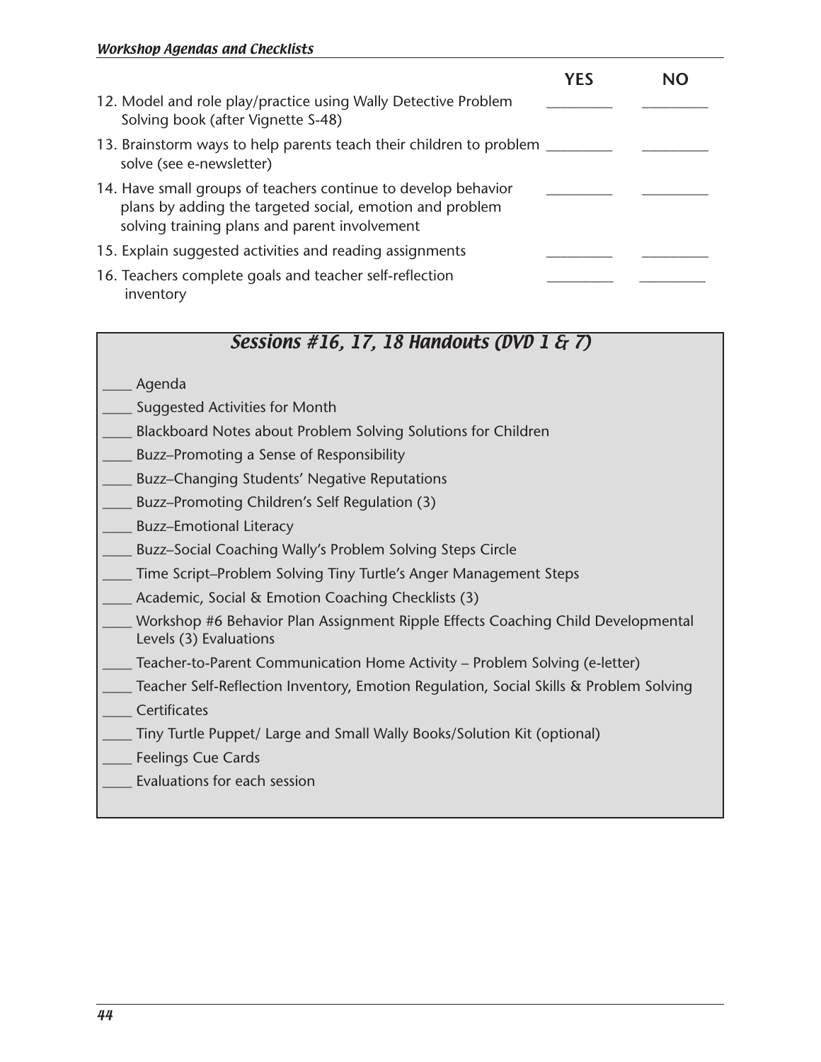| | YES | NO |
|---|---|---|
| 12. Model and role play/practice using Wally Detective Problem Solving book (after Vignette S-48) | _________ | _________ |
| 13. Brainstorm ways to help parents teach their children to problem solve (see e-newsletter) | _________ | _________ |
| 14. Have small groups of teachers continue to develop behavior plans by adding the targeted social, emotion and problem solving training plans and parent involvement | _________ | _________ |
| 15. Explain suggested activities and reading assignments | _________ | _________ |
| 16. Teachers complete goals and teacher self-reflection inventory | _________ | _________ |

## *Sessions #16, 17, 18 Handouts (DVD 1 & 7)*

____ Agenda

____ Suggested Activities for Month

____ Blackboard Notes about Problem Solving Solutions for Children

____ Buzz–Promoting a Sense of Responsibility

____ Buzz–Changing Students' Negative Reputations

____ Buzz–Promoting Children's Self Regulation (3)

____ Buzz–Emotional Literacy

____ Buzz–Social Coaching Wally's Problem Solving Steps Circle

____ Time Script–Problem Solving Tiny Turtle's Anger Management Steps

____ Academic, Social & Emotion Coaching Checklists (3)

____ Workshop #6 Behavior Plan Assignment Ripple Effects Coaching Child Developmental Levels (3) Evaluations

____ Teacher-to-Parent Communication Home Activity – Problem Solving (e-letter)

____ Teacher Self-Reflection Inventory, Emotion Regulation, Social Skills & Problem Solving

____ Certificates

____ Tiny Turtle Puppet/ Large and Small Wally Books/Solution Kit (optional)

____ Feelings Cue Cards

____ Evaluations for each session